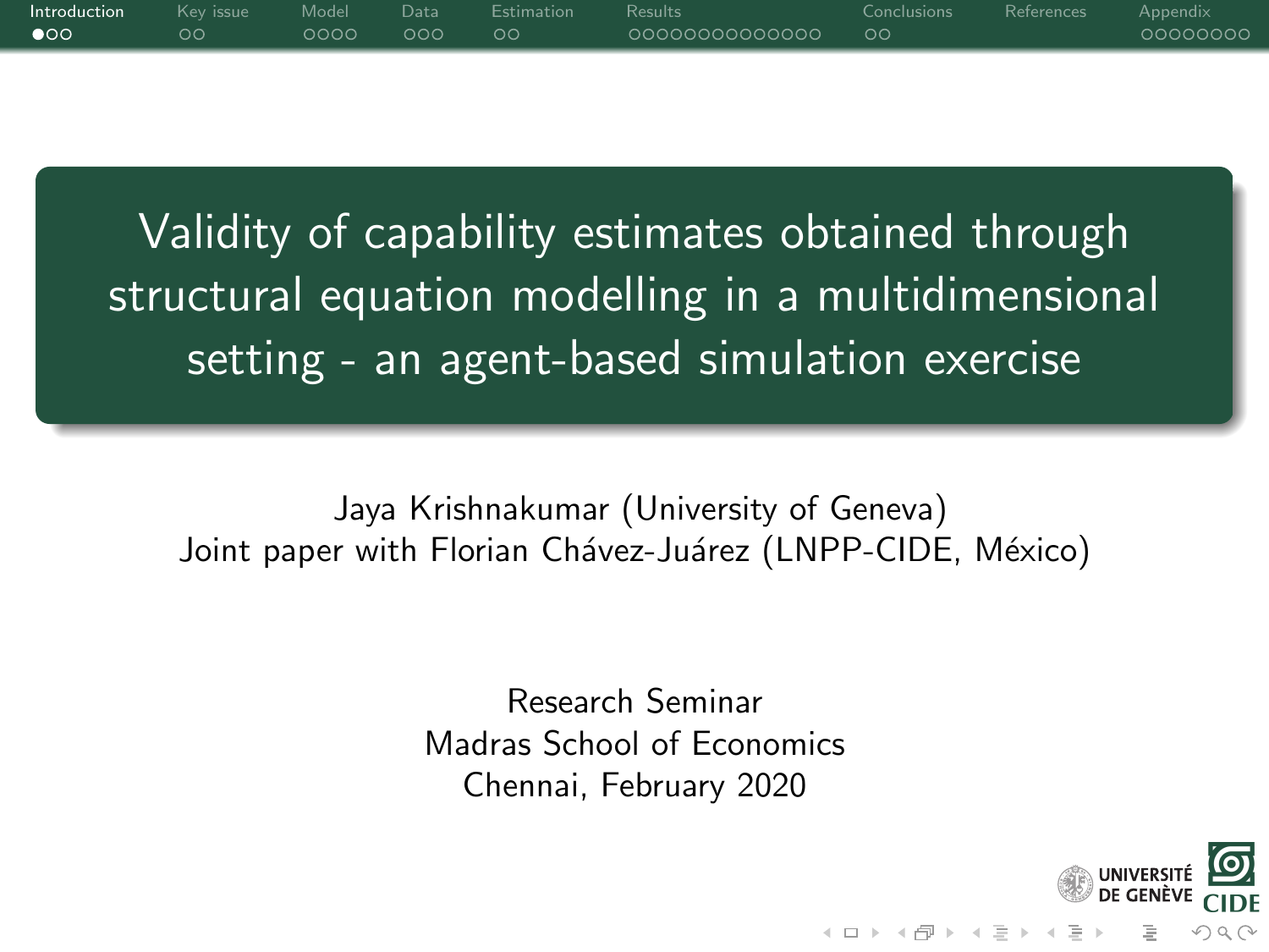# Validity of capability estimates obtained through structural equation modelling in a multidimensional setting - an agent-based simulation exercise

Jaya Krishnakumar (University of Geneva)
Joint paper with Florian Chávez-Juárez (LNPP-CIDE, México)

Research Seminar
Madras School of Economics
Chennai, February 2020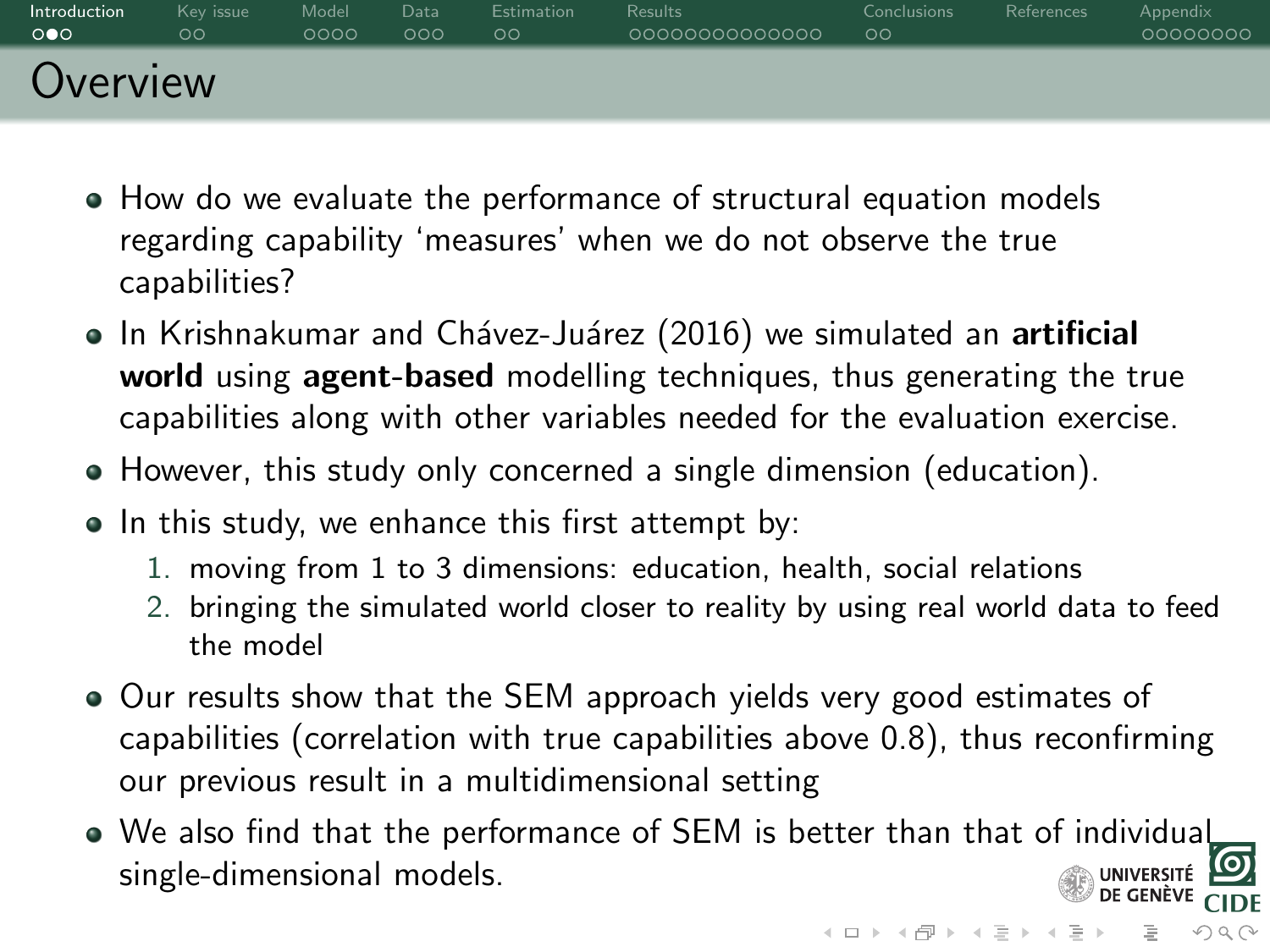# Overview

- How do we evaluate the performance of structural equation models regarding capability 'measures' when we do not observe the true capabilities?
- In Krishnakumar and Chávez-Juárez (2016) we simulated an **artificial world** using **agent-based** modelling techniques, thus generating the true capabilities along with other variables needed for the evaluation exercise.
- However, this study only concerned a single dimension (education).
- In this study, we enhance this first attempt by:
  1. moving from 1 to 3 dimensions: education, health, social relations
  2. bringing the simulated world closer to reality by using real world data to feed the model
- Our results show that the SEM approach yields very good estimates of capabilities (correlation with true capabilities above 0.8), thus reconfirming our previous result in a multidimensional setting
- We also find that the performance of SEM is better than that of individual single-dimensional models.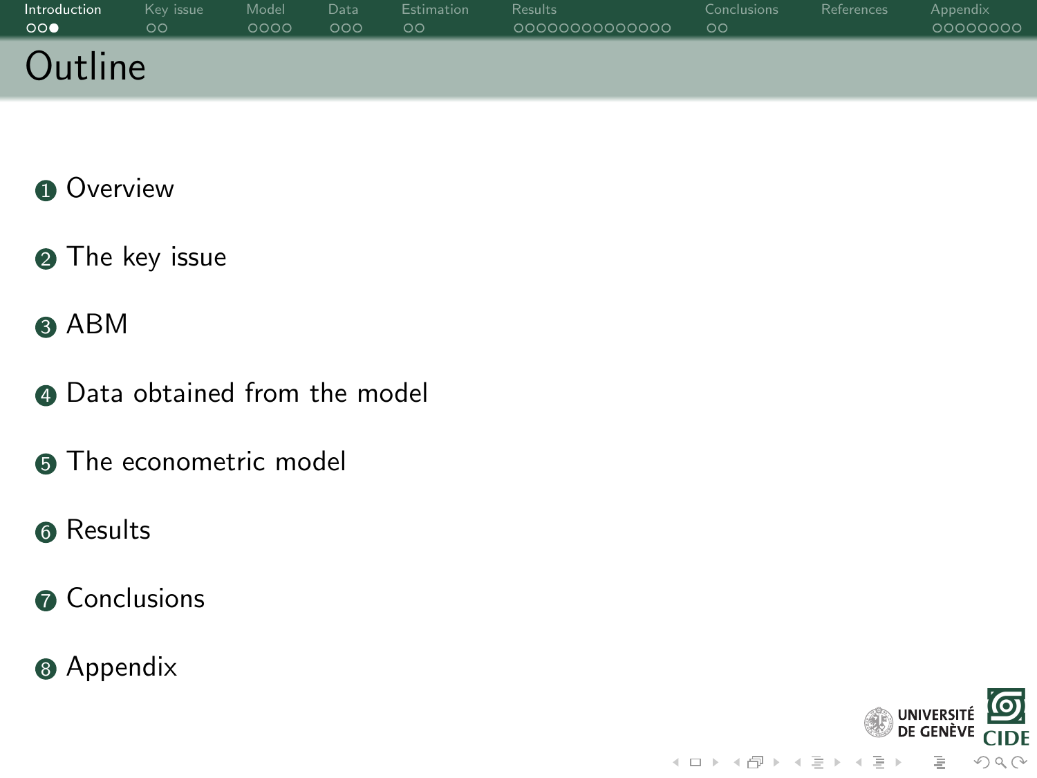# Outline

1. Overview
2. The key issue
3. ABM
4. Data obtained from the model
5. The econometric model
6. Results
7. Conclusions
8. Appendix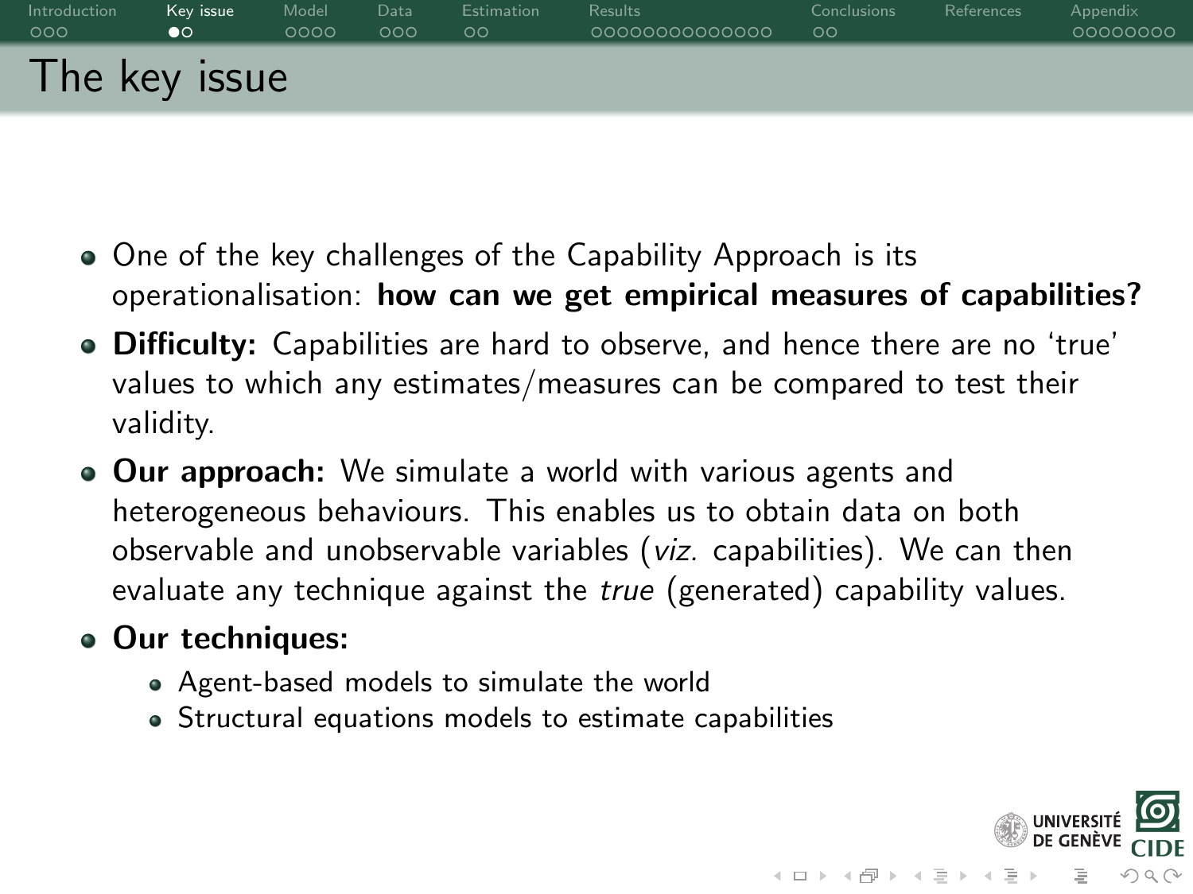# The key issue

- One of the key challenges of the Capability Approach is its operationalisation: **how can we get empirical measures of capabilities?**
- **Difficulty:** Capabilities are hard to observe, and hence there are no 'true' values to which any estimates/measures can be compared to test their validity.
- **Our approach:** We simulate a world with various agents and heterogeneous behaviours. This enables us to obtain data on both observable and unobservable variables (*viz.* capabilities). We can then evaluate any technique against the *true* (generated) capability values.
- **Our techniques:**
  - Agent-based models to simulate the world
  - Structural equations models to estimate capabilities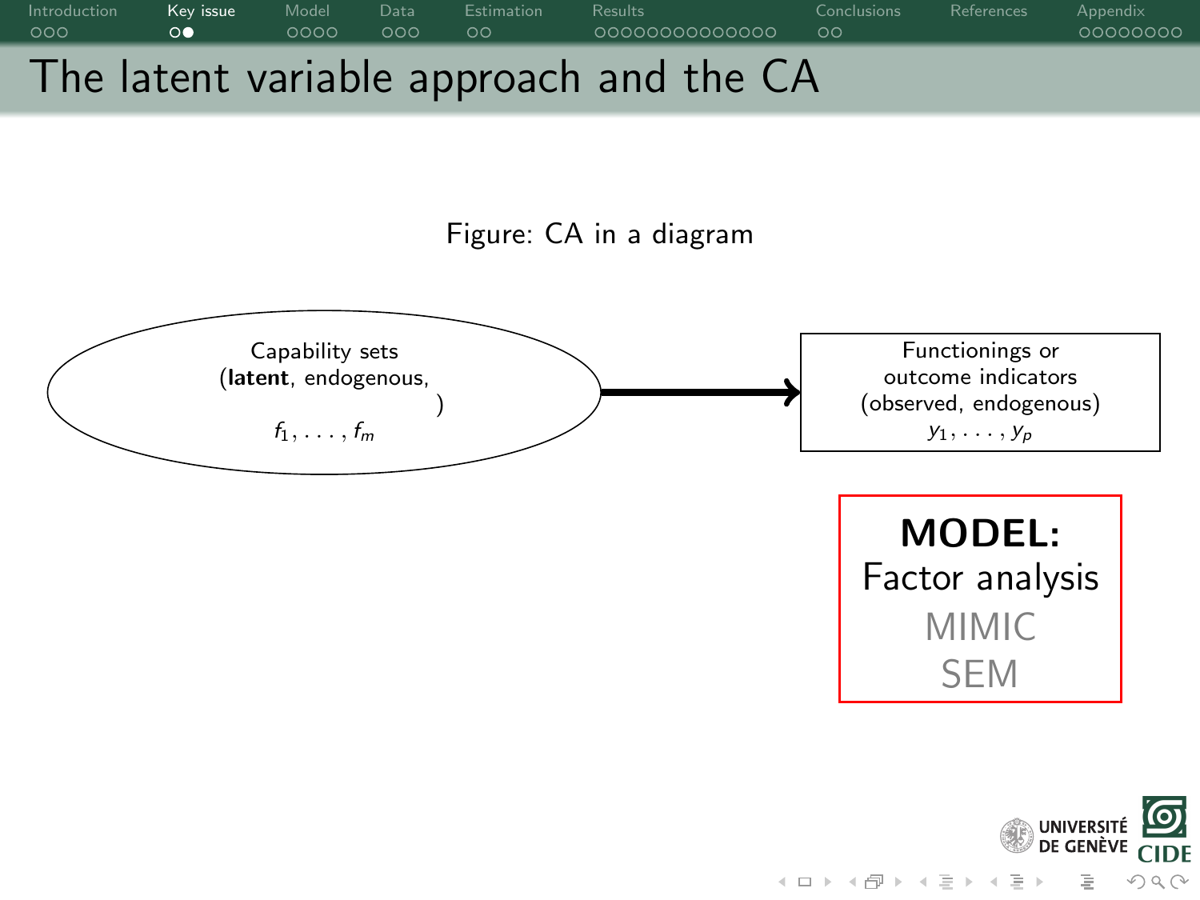# The latent variable approach and the CA

Figure: CA in a diagram

Capability sets (**latent**, endogenous, ) $f_1, \ldots, f_m$ → Functionings or outcome indicators (observed, endogenous) $y_1, \ldots, y_p$

**MODEL:**
Factor analysis
MIMIC
SEM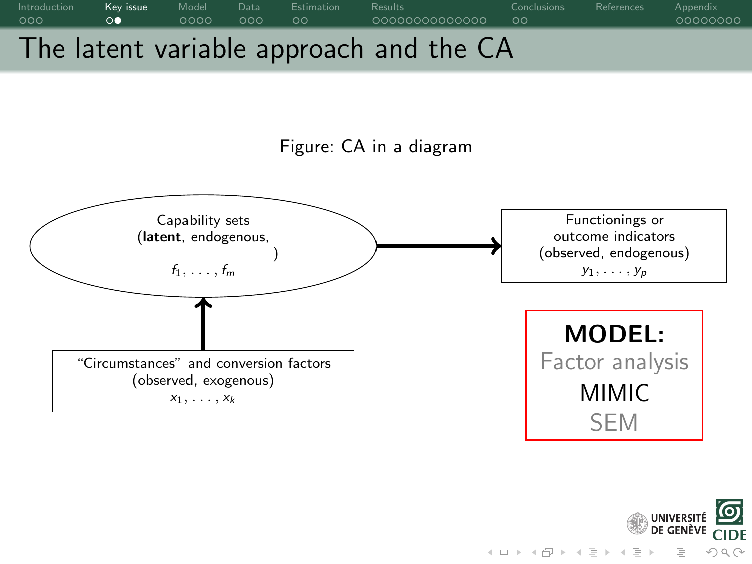# The latent variable approach and the CA

Figure: CA in a diagram

Capability sets
(**latent**, endogenous,
)
$f_1, \ldots, f_m$

Functionings or
outcome indicators
(observed, endogenous)
$y_1, \ldots, y_p$

"Circumstances" and conversion factors
(observed, exogenous)
$x_1, \ldots, x_k$

**MODEL:**
Factor analysis
MIMIC
SEM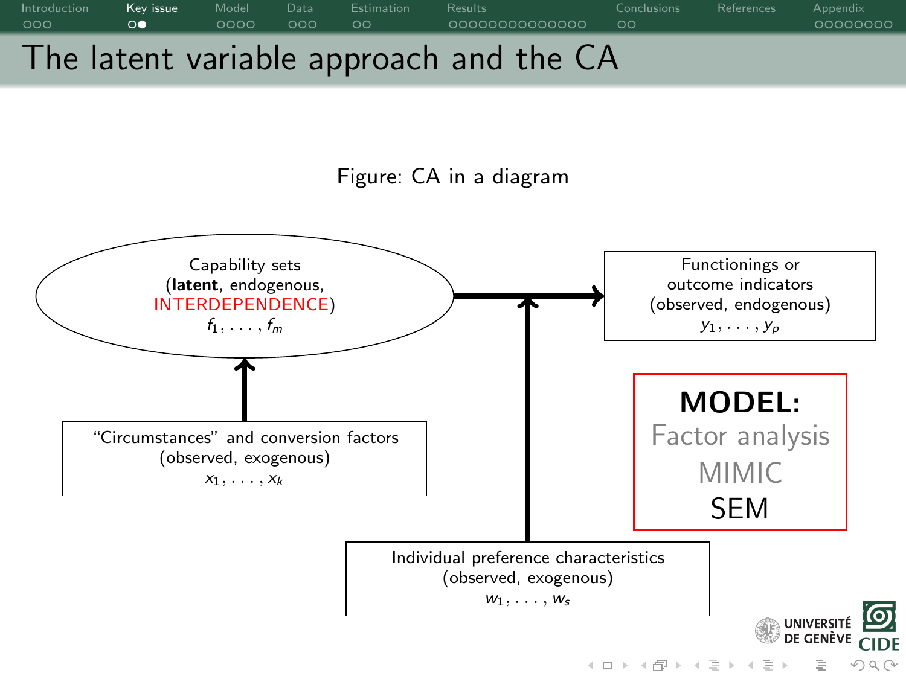# The latent variable approach and the CA

Figure: CA in a diagram

Capability sets
(**latent**, endogenous, INTERDEPENDENCE)
$f_1, \ldots, f_m$

Functionings or outcome indicators
(observed, endogenous)
$y_1, \ldots, y_p$

"Circumstances" and conversion factors
(observed, exogenous)
$x_1, \ldots, x_k$

Individual preference characteristics
(observed, exogenous)
$w_1, \ldots, w_s$

**MODEL:**
Factor analysis
MIMIC
SEM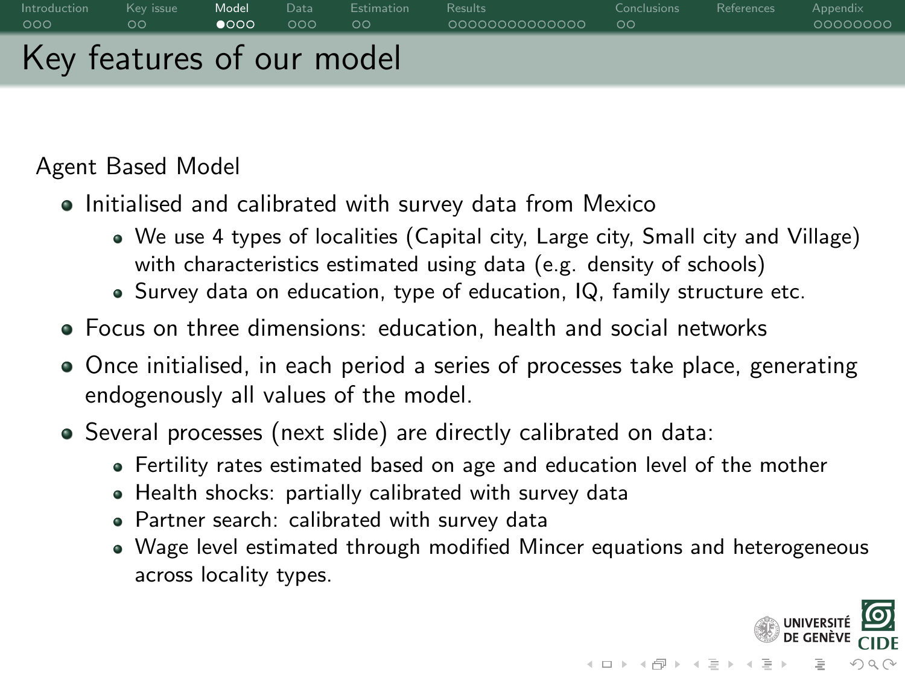# Key features of our model

Agent Based Model

- Initialised and calibrated with survey data from Mexico
  - We use 4 types of localities (Capital city, Large city, Small city and Village) with characteristics estimated using data (e.g. density of schools)
  - Survey data on education, type of education, IQ, family structure etc.
- Focus on three dimensions: education, health and social networks
- Once initialised, in each period a series of processes take place, generating endogenously all values of the model.
- Several processes (next slide) are directly calibrated on data:
  - Fertility rates estimated based on age and education level of the mother
  - Health shocks: partially calibrated with survey data
  - Partner search: calibrated with survey data
  - Wage level estimated through modified Mincer equations and heterogeneous across locality types.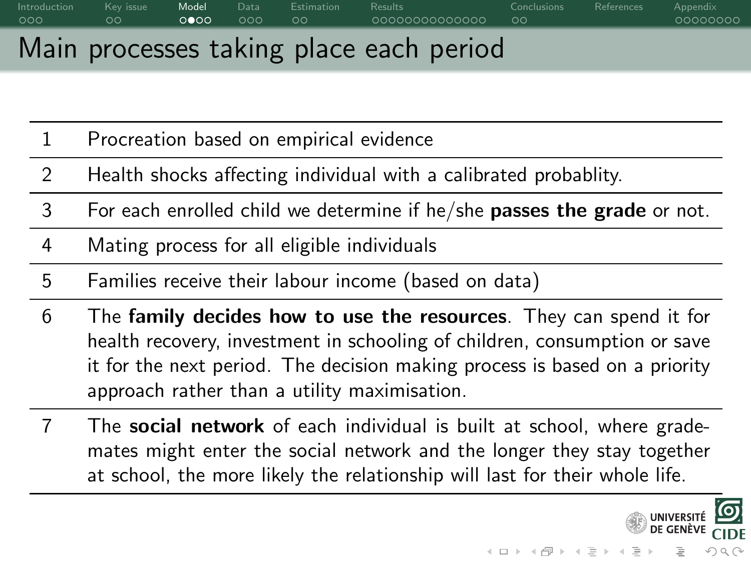# Main processes taking place each period

| | |
|---|---|
| 1 | Procreation based on empirical evidence |
| 2 | Health shocks affecting individual with a calibrated probablity. |
| 3 | For each enrolled child we determine if he/she **passes the grade** or not. |
| 4 | Mating process for all eligible individuals |
| 5 | Families receive their labour income (based on data) |
| 6 | The **family decides how to use the resources**. They can spend it for health recovery, investment in schooling of children, consumption or save it for the next period. The decision making process is based on a priority approach rather than a utility maximisation. |
| 7 | The **social network** of each individual is built at school, where grade-mates might enter the social network and the longer they stay together at school, the more likely the relationship will last for their whole life. |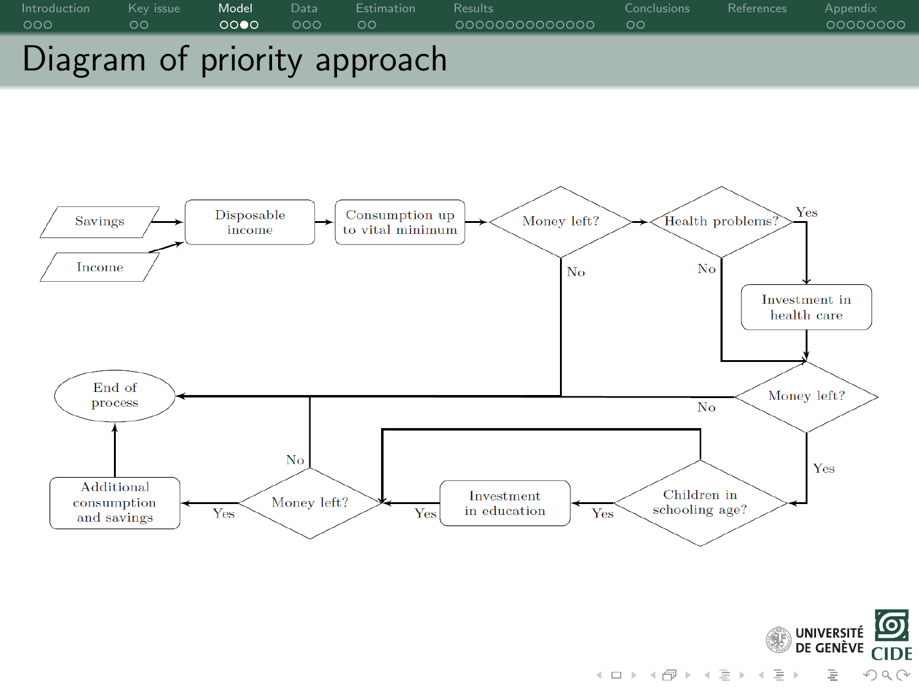# Diagram of priority approach

Savings → Disposable income
Income → Disposable income
Disposable income → Consumption up to vital minimum
Consumption up to vital minimum → Money left?
Money left? — No → End of process
Money left? → Health problems?
Health problems? — Yes → Investment in health care → Money left?
Health problems? — No → Money left?
Money left? — No → End of process
Money left? — Yes → Children in schooling age?
Children in schooling age? — Yes → Investment in education → Money left?
Children in schooling age? — No → Money left?
Money left? — No → End of process
Money left? — Yes → Additional consumption and savings → End of process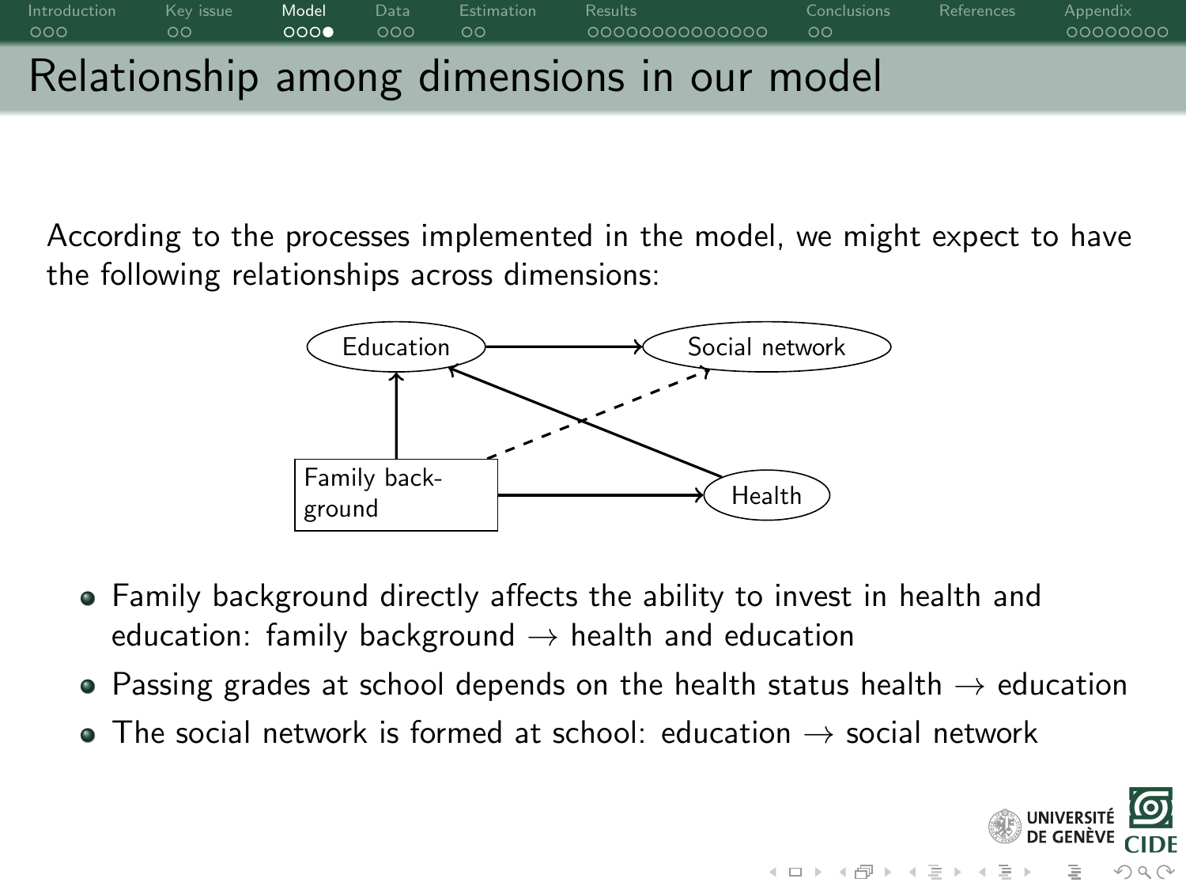# Relationship among dimensions in our model

According to the processes implemented in the model, we might expect to have the following relationships across dimensions:

- Family background directly affects the ability to invest in health and education: family background → health and education
- Passing grades at school depends on the health status health → education
- The social network is formed at school: education → social network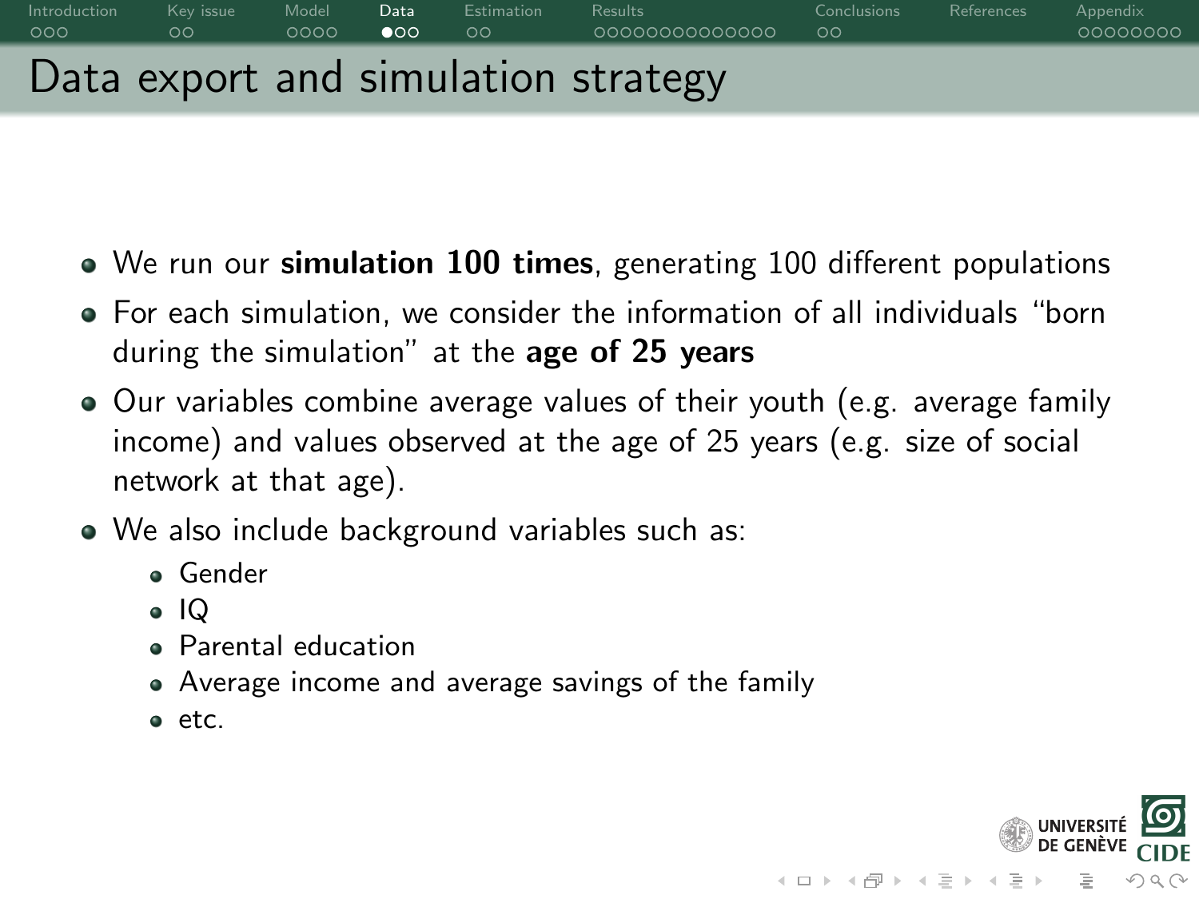# Data export and simulation strategy

- We run our **simulation 100 times**, generating 100 different populations
- For each simulation, we consider the information of all individuals "born during the simulation" at the **age of 25 years**
- Our variables combine average values of their youth (e.g. average family income) and values observed at the age of 25 years (e.g. size of social network at that age).
- We also include background variables such as:
  - Gender
  - IQ
  - Parental education
  - Average income and average savings of the family
  - etc.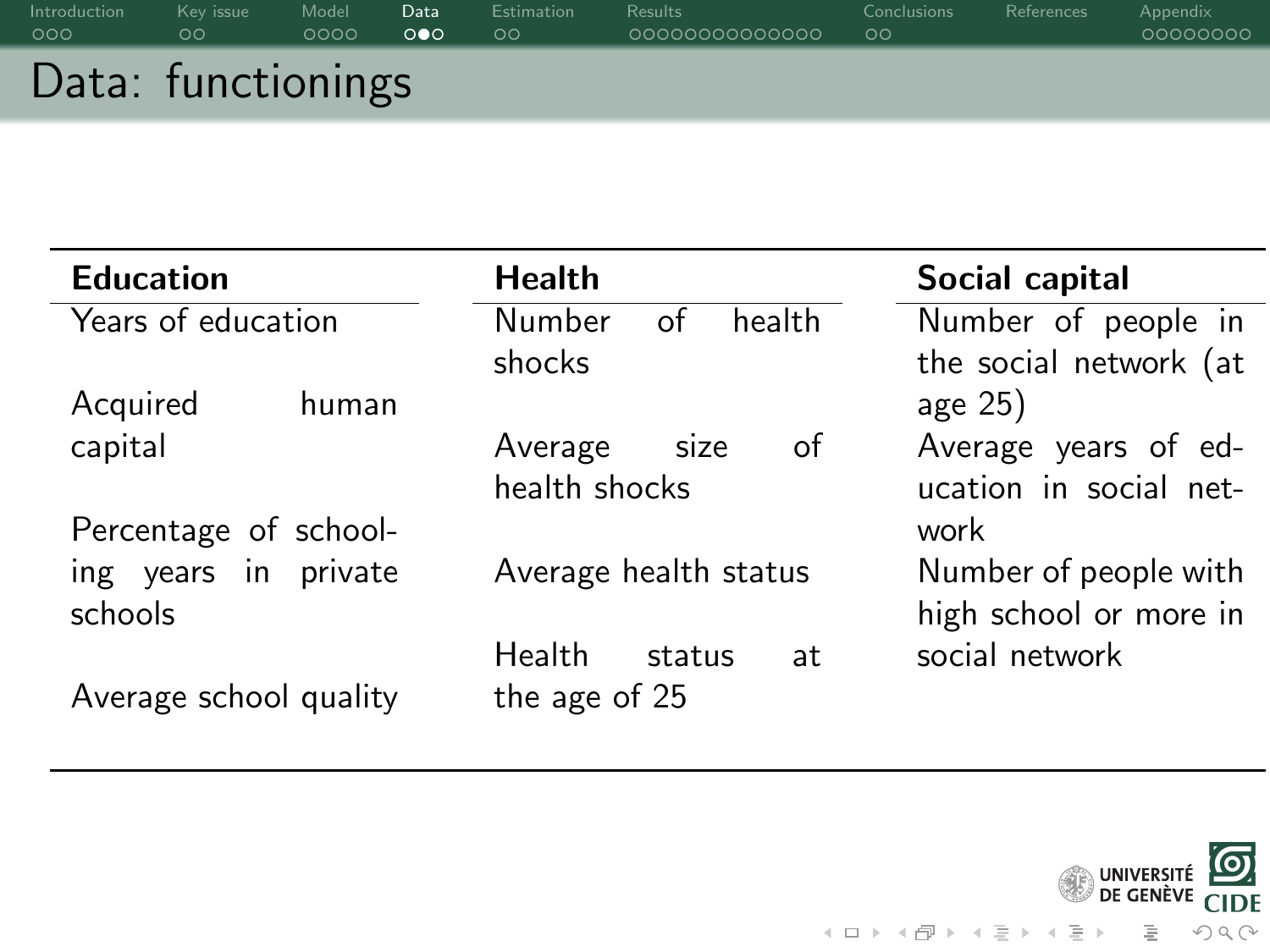# Data: functionings

| Education | Health | Social capital |
|---|---|---|
| Years of education | Number of health shocks | Number of people in the social network (at age 25) |
| Acquired human capital | Average size of health shocks | Average years of education in social network |
| Percentage of schooling years in private schools | Average health status | Number of people with high school or more in social network |
| Average school quality | Health status at the age of 25 | |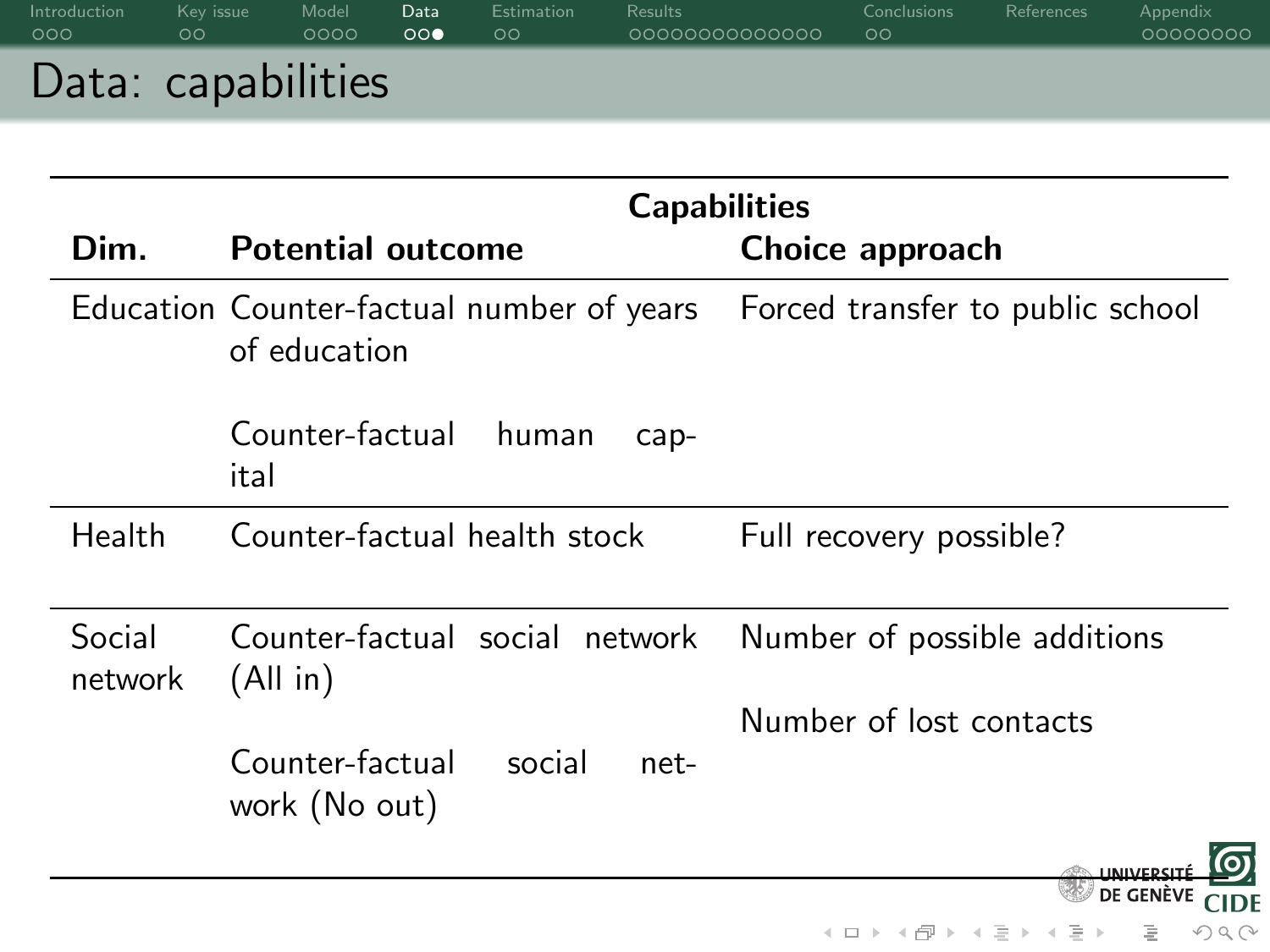# Data: capabilities

| | Capabilities | |
|---|---|---|
| **Dim.** | **Potential outcome** | **Choice approach** |
| Education | Counter-factual number of years of education | Forced transfer to public school |
| | Counter-factual human capital | |
| Health | Counter-factual health stock | Full recovery possible? |
| Social network | Counter-factual social network (All in) | Number of possible additions |
| | | Number of lost contacts |
| | Counter-factual social network (No out) | |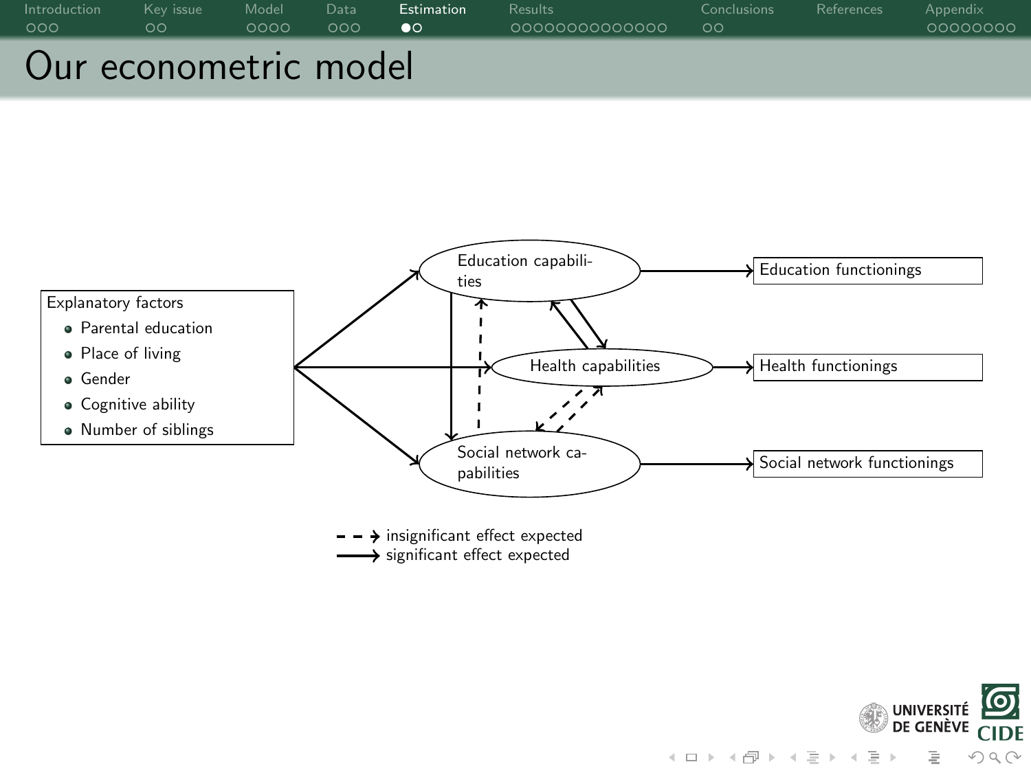# Our econometric model

Explanatory factors

- Parental education
- Place of living
- Gender
- Cognitive ability
- Number of siblings

Education capabilities → Education functionings

Health capabilities → Health functionings

Social network capabilities → Social network functionings

- - → insignificant effect expected
——→ significant effect expected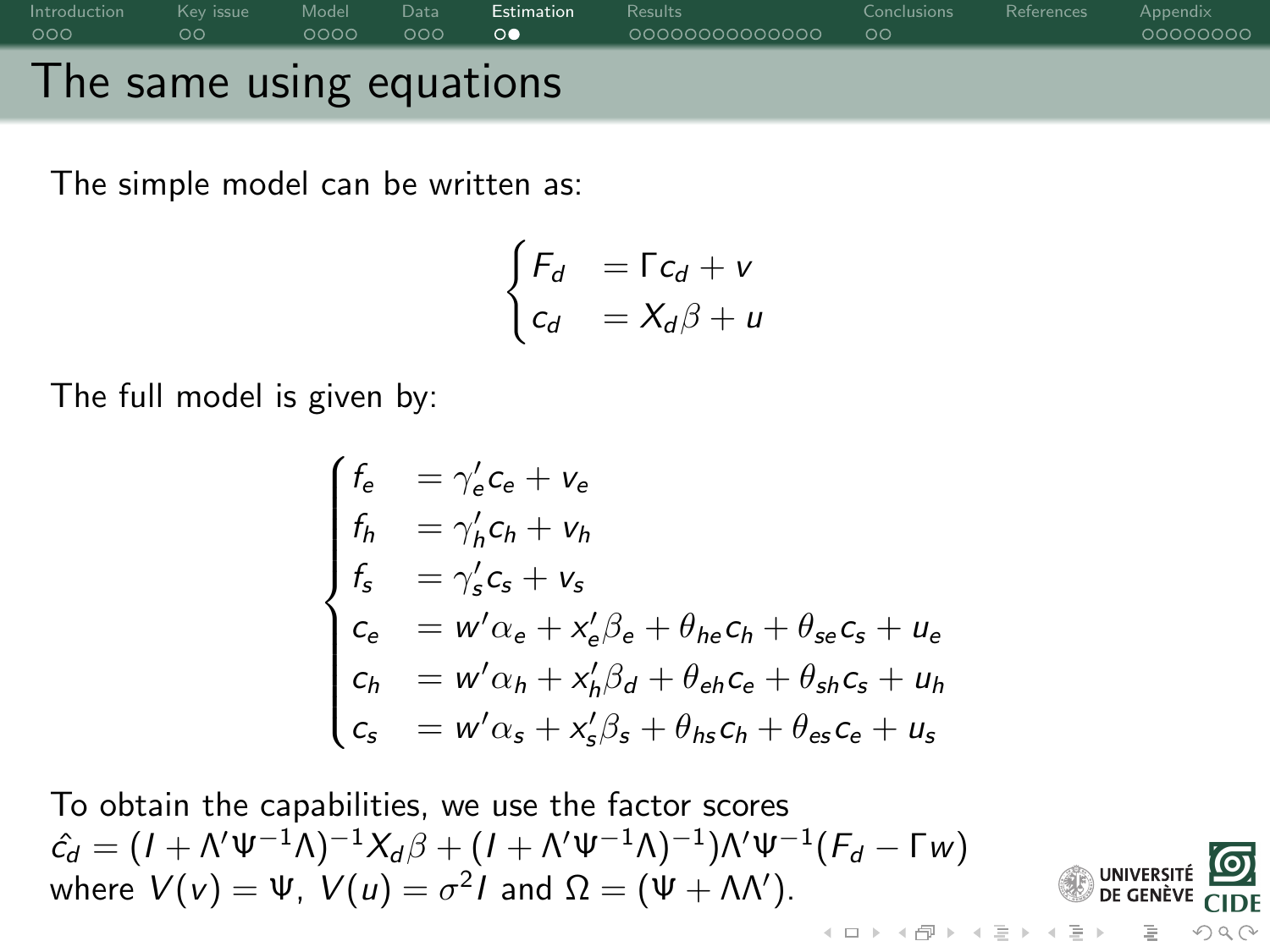# The same using equations

The simple model can be written as:

$$
\begin{cases}
F_d &= \Gamma c_d + v \\
c_d &= X_d \beta + u
\end{cases}
$$

The full model is given by:

$$
\begin{cases}
f_e &= \gamma_e' c_e + v_e \\
f_h &= \gamma_h' c_h + v_h \\
f_s &= \gamma_s' c_s + v_s \\
c_e &= w'\alpha_e + x_e'\beta_e + \theta_{he} c_h + \theta_{se} c_s + u_e \\
c_h &= w'\alpha_h + x_h'\beta_d + \theta_{eh} c_e + \theta_{sh} c_s + u_h \\
c_s &= w'\alpha_s + x_s'\beta_s + \theta_{hs} c_h + \theta_{es} c_e + u_s
\end{cases}
$$

To obtain the capabilities, we use the factor scores
$\hat{c}_d = (I + \Lambda'\Psi^{-1}\Lambda)^{-1} X_d \beta + (I + \Lambda'\Psi^{-1}\Lambda)^{-1})\Lambda'\Psi^{-1}(F_d - \Gamma w)$
where $V(v) = \Psi$, $V(u) = \sigma^2 I$ and $\Omega = (\Psi + \Lambda\Lambda')$.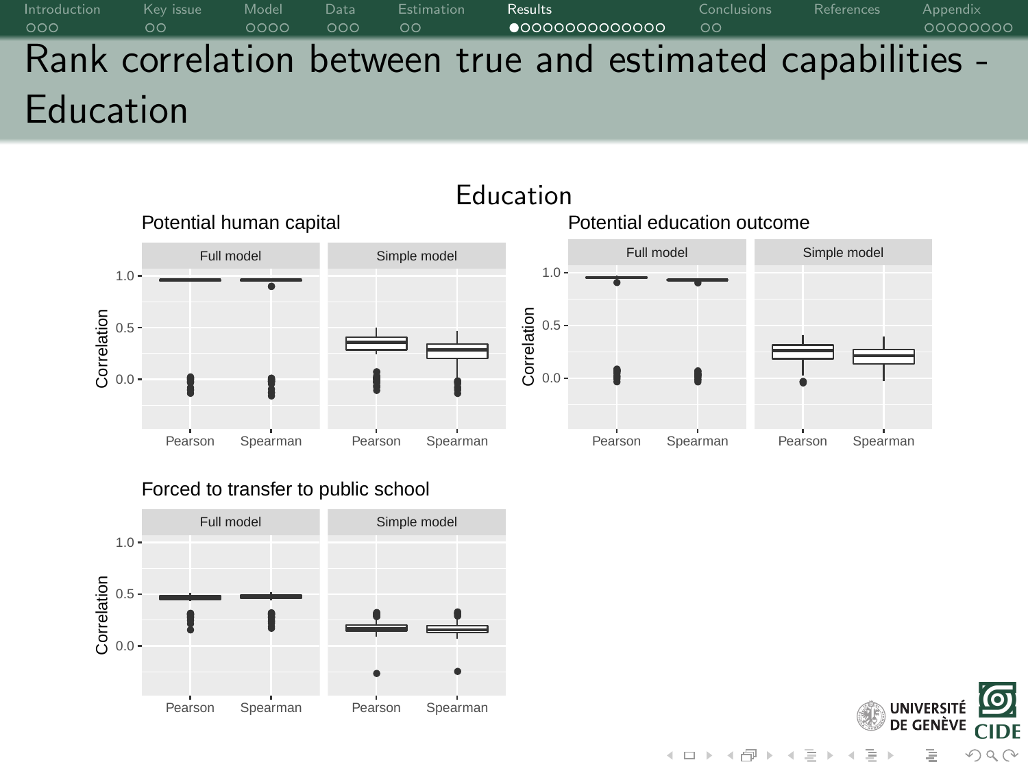# Rank correlation between true and estimated capabilities - Education

Education

Potential human capital

| | Full model | Simple model |
|---|---|---|
| Correlation axis | 0.0, 0.5, 1.0 | |
| | Pearson, Spearman | Pearson, Spearman |

Potential education outcome

| | Full model | Simple model |
|---|---|---|
| Correlation axis | 0.0, 0.5, 1.0 | |
| | Pearson, Spearman | Pearson, Spearman |

Forced to transfer to public school

| | Full model | Simple model |
|---|---|---|
| Correlation axis | 0.0, 0.5, 1.0 | |
| | Pearson, Spearman | Pearson, Spearman |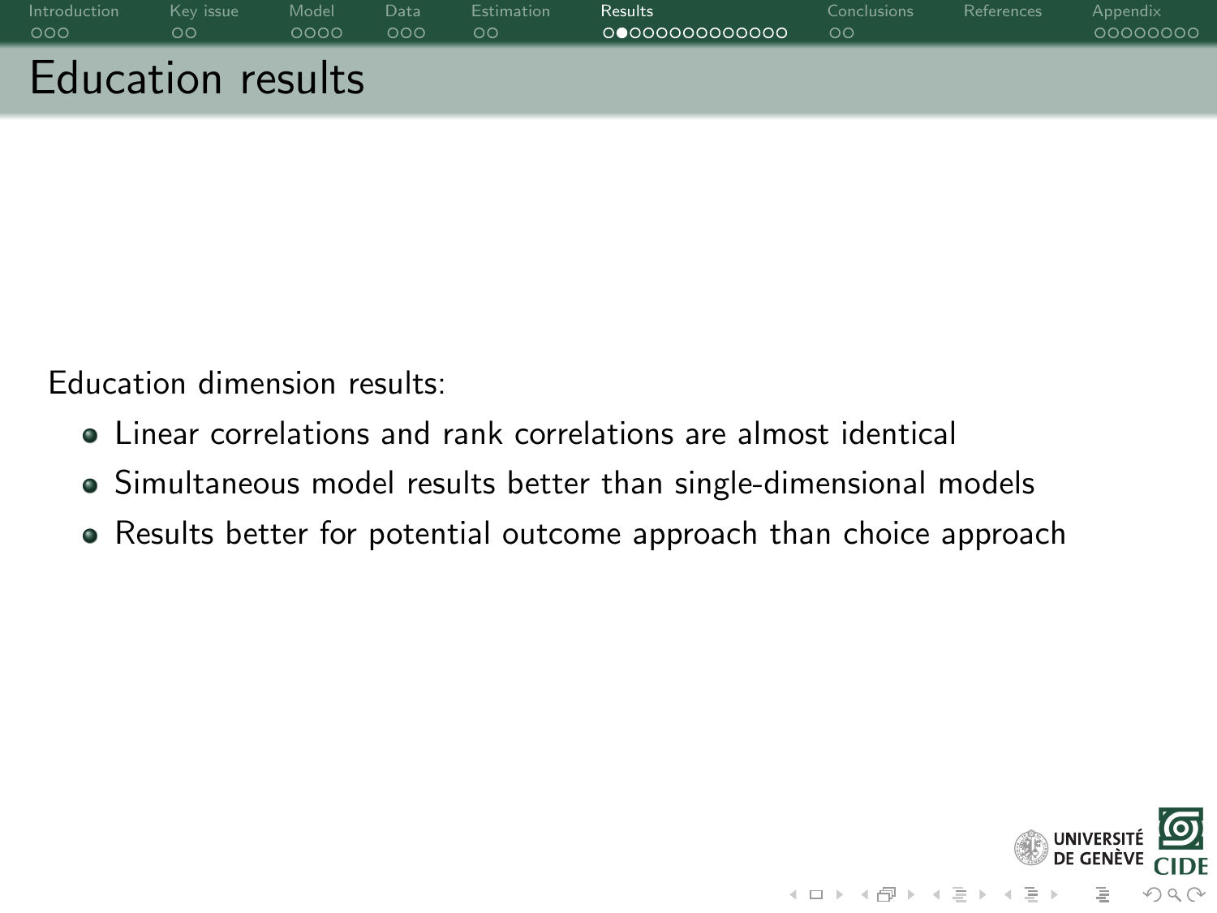# Education results

Education dimension results:

- Linear correlations and rank correlations are almost identical
- Simultaneous model results better than single-dimensional models
- Results better for potential outcome approach than choice approach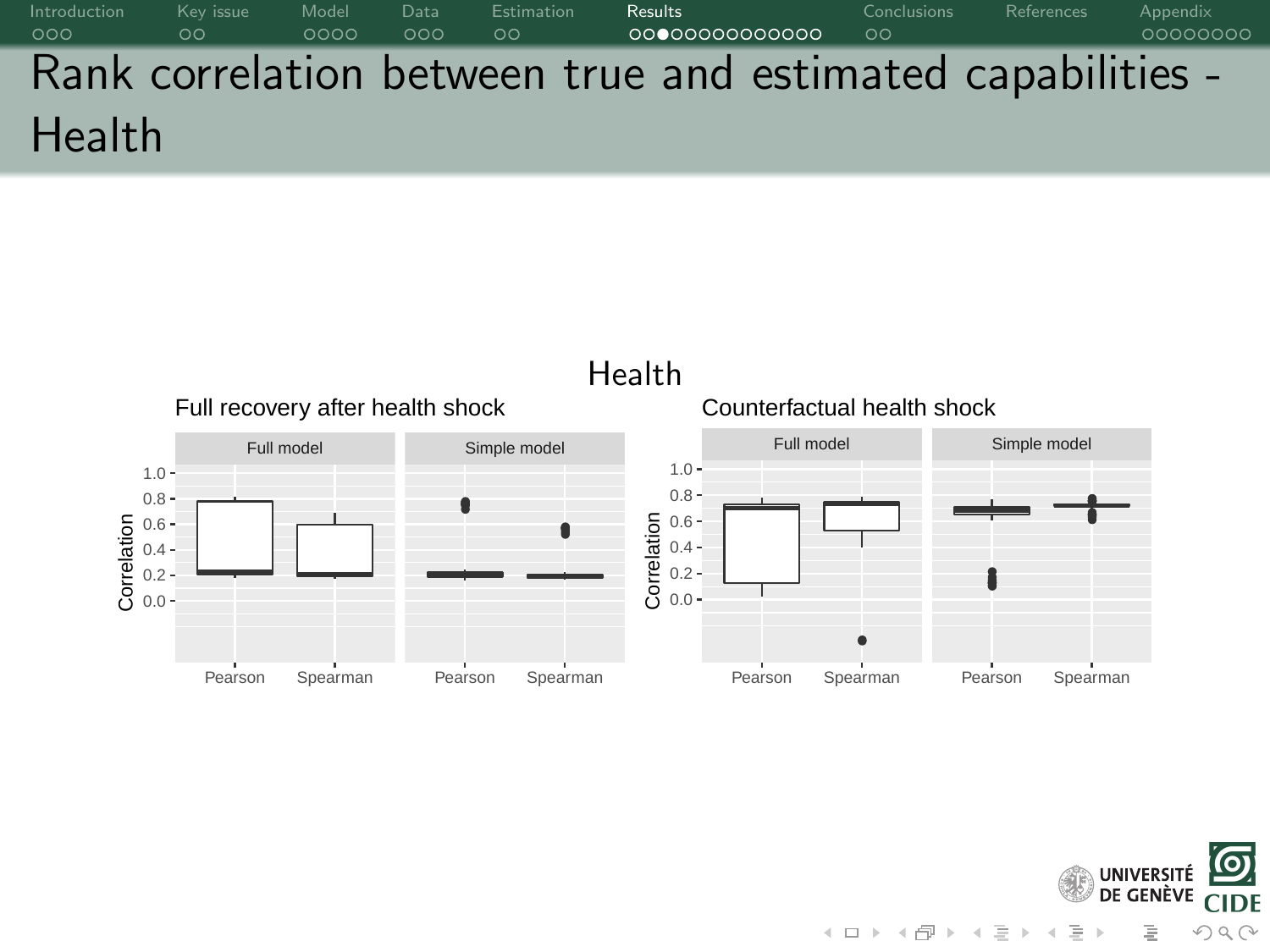# Rank correlation between true and estimated capabilities - Health

Health

Full recovery after health shock

Full model | Simple model

Correlation: 1.0, 0.8, 0.6, 0.4, 0.2, 0.0

Pearson, Spearman, Pearson, Spearman

Counterfactual health shock

Full model | Simple model

Correlation: 1.0, 0.8, 0.6, 0.4, 0.2, 0.0

Pearson, Spearman, Pearson, Spearman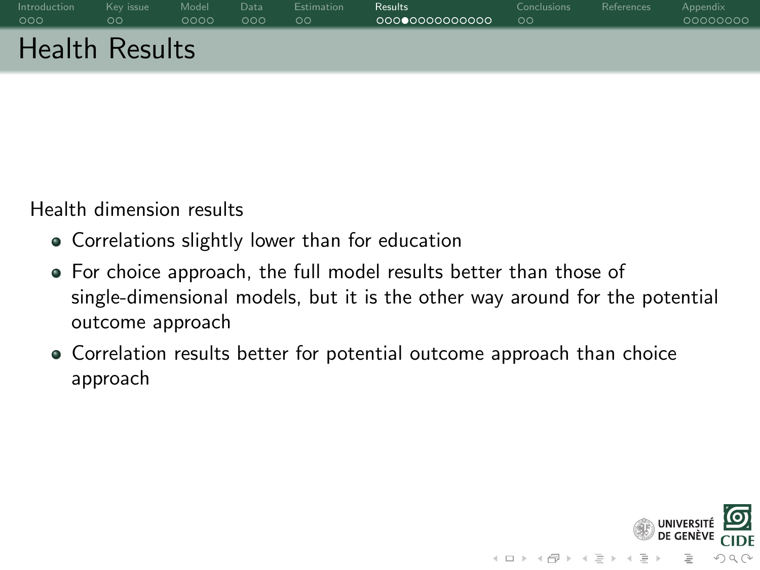# Health Results

Health dimension results

- Correlations slightly lower than for education
- For choice approach, the full model results better than those of single-dimensional models, but it is the other way around for the potential outcome approach
- Correlation results better for potential outcome approach than choice approach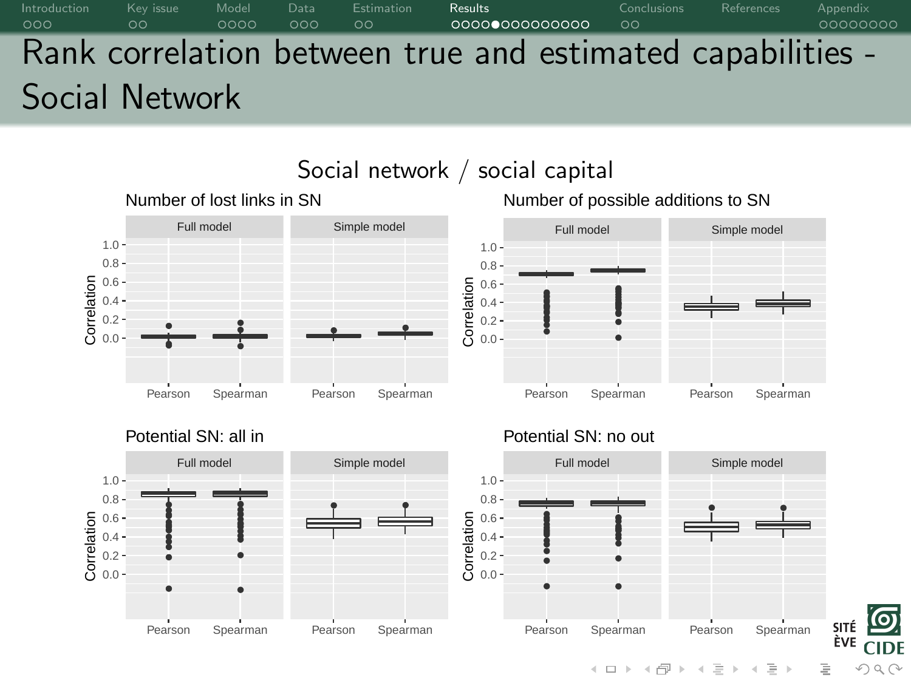# Rank correlation between true and estimated capabilities - Social Network

Social network / social capital

Number of lost links in SN

Full model | Simple model

Correlation

Pearson Spearman Pearson Spearman

Number of possible additions to SN

Full model | Simple model

Correlation

Pearson Spearman Pearson Spearman

Potential SN: all in

Full model | Simple model

Correlation

Pearson Spearman Pearson Spearman

Potential SN: no out

Full model | Simple model

Correlation

Pearson Spearman Pearson Spearman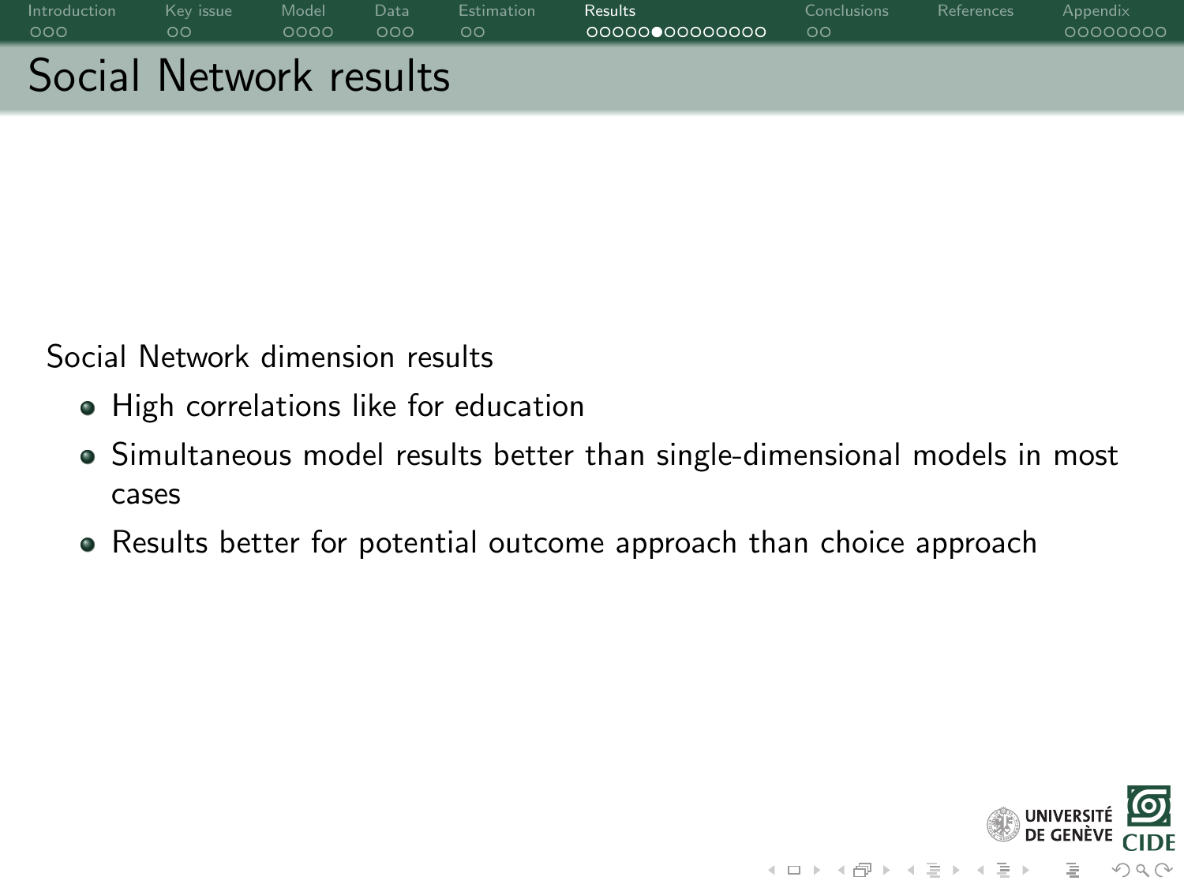# Social Network results

Social Network dimension results

- High correlations like for education
- Simultaneous model results better than single-dimensional models in most cases
- Results better for potential outcome approach than choice approach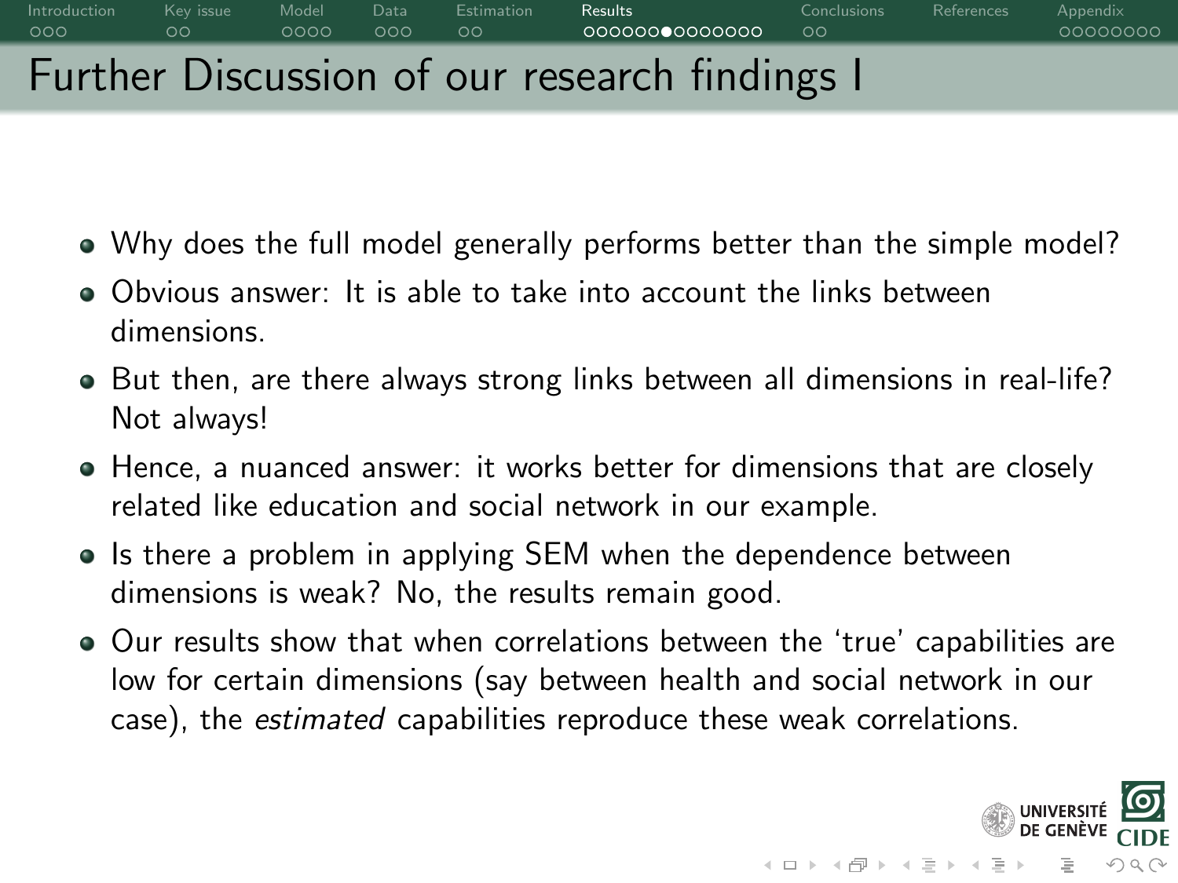# Further Discussion of our research findings I

- Why does the full model generally performs better than the simple model?
- Obvious answer: It is able to take into account the links between dimensions.
- But then, are there always strong links between all dimensions in real-life? Not always!
- Hence, a nuanced answer: it works better for dimensions that are closely related like education and social network in our example.
- Is there a problem in applying SEM when the dependence between dimensions is weak? No, the results remain good.
- Our results show that when correlations between the 'true' capabilities are low for certain dimensions (say between health and social network in our case), the *estimated* capabilities reproduce these weak correlations.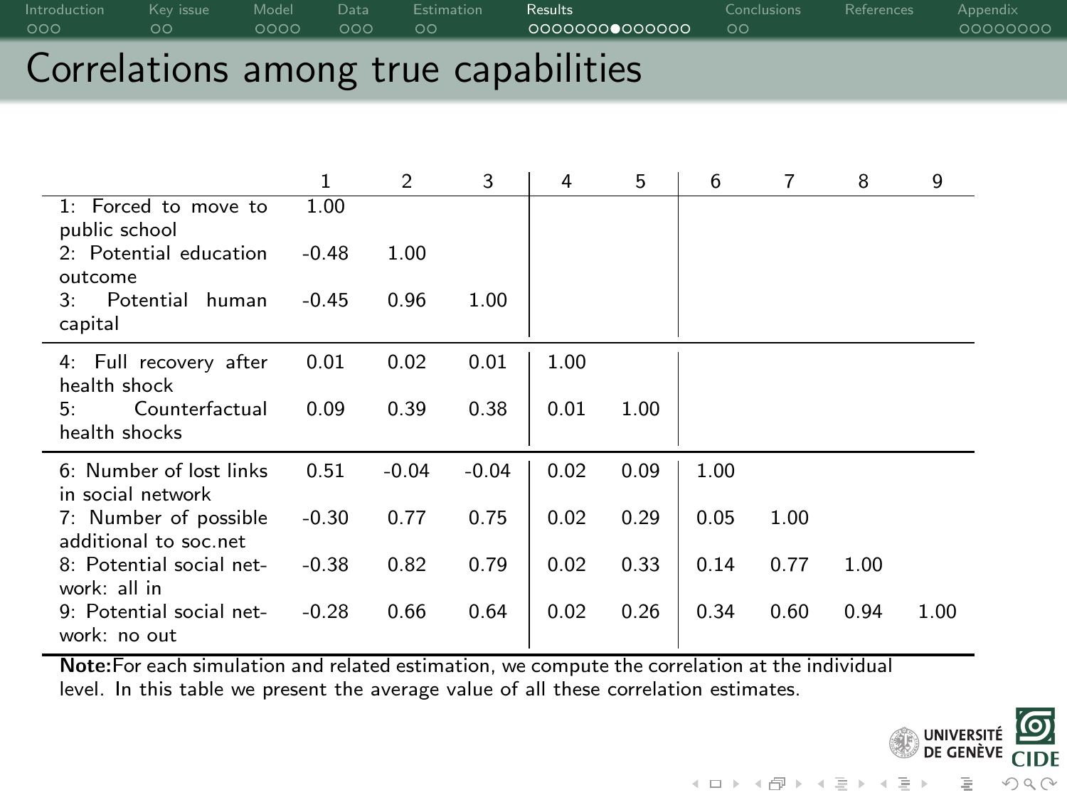# Correlations among true capabilities

| | 1 | 2 | 3 | 4 | 5 | 6 | 7 | 8 | 9 |
|---|---|---|---|---|---|---|---|---|---|
| 1: Forced to move to public school | 1.00 | | | | | | | | |
| 2: Potential education outcome | -0.48 | 1.00 | | | | | | | |
| 3: Potential human capital | -0.45 | 0.96 | 1.00 | | | | | | |
| 4: Full recovery after health shock | 0.01 | 0.02 | 0.01 | 1.00 | | | | | |
| 5: Counterfactual health shocks | 0.09 | 0.39 | 0.38 | 0.01 | 1.00 | | | | |
| 6: Number of lost links in social network | 0.51 | -0.04 | -0.04 | 0.02 | 0.09 | 1.00 | | | |
| 7: Number of possible additional to soc.net | -0.30 | 0.77 | 0.75 | 0.02 | 0.29 | 0.05 | 1.00 | | |
| 8: Potential social network: all in | -0.38 | 0.82 | 0.79 | 0.02 | 0.33 | 0.14 | 0.77 | 1.00 | |
| 9: Potential social network: no out | -0.28 | 0.66 | 0.64 | 0.02 | 0.26 | 0.34 | 0.60 | 0.94 | 1.00 |

**Note:** For each simulation and related estimation, we compute the correlation at the individual level. In this table we present the average value of all these correlation estimates.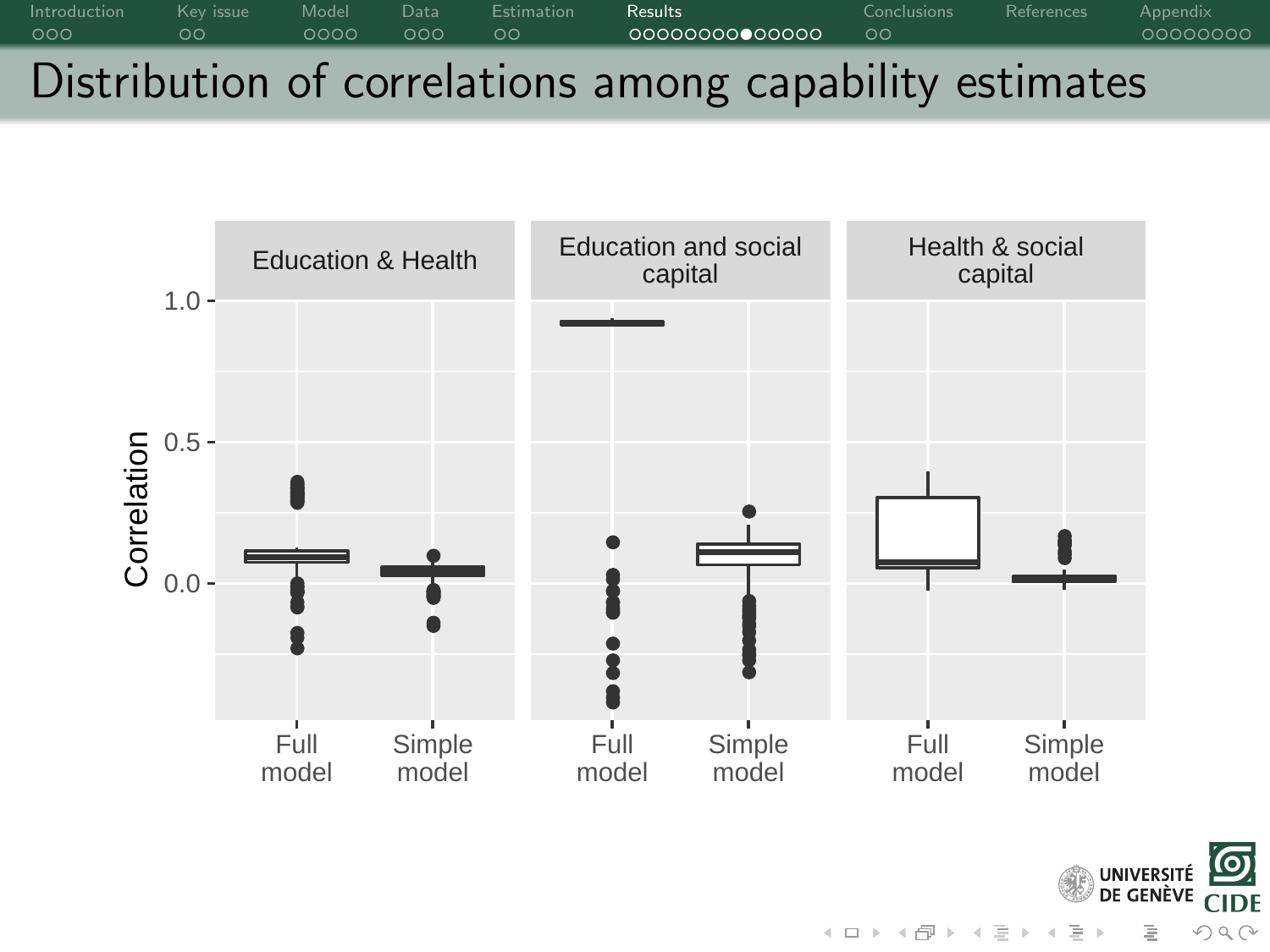# Distribution of correlations among capability estimates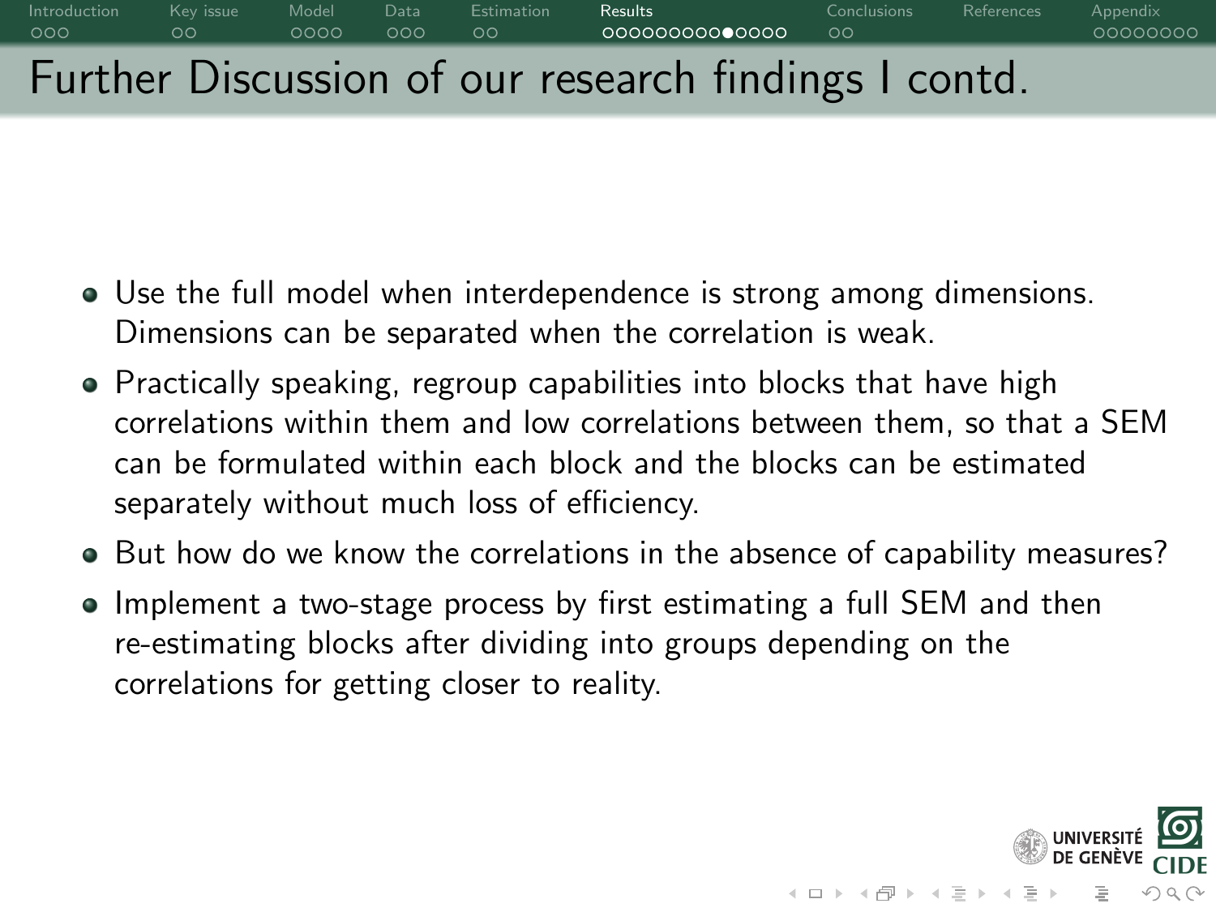# Further Discussion of our research findings I contd.

- Use the full model when interdependence is strong among dimensions. Dimensions can be separated when the correlation is weak.
- Practically speaking, regroup capabilities into blocks that have high correlations within them and low correlations between them, so that a SEM can be formulated within each block and the blocks can be estimated separately without much loss of efficiency.
- But how do we know the correlations in the absence of capability measures?
- Implement a two-stage process by first estimating a full SEM and then re-estimating blocks after dividing into groups depending on the correlations for getting closer to reality.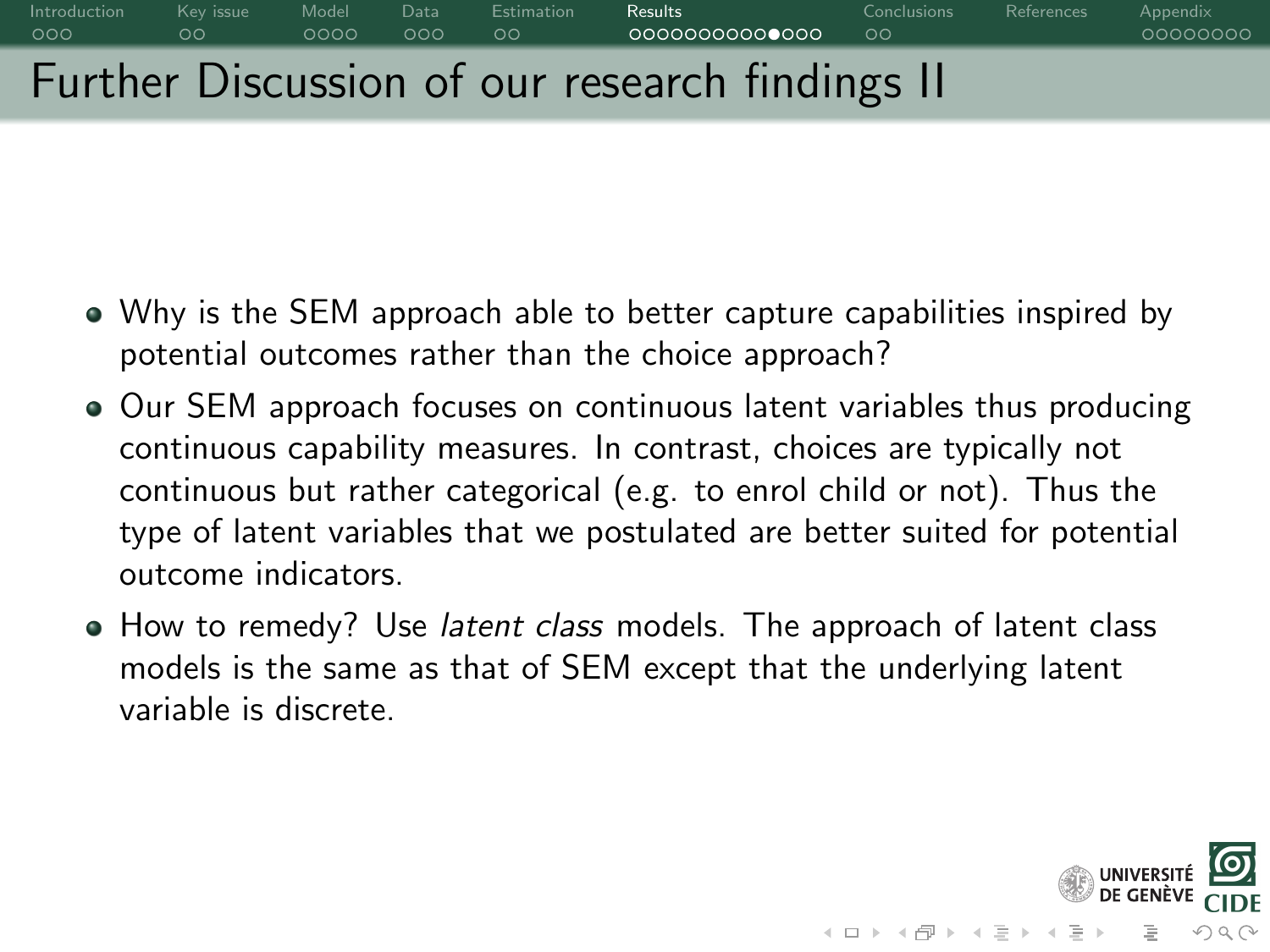# Further Discussion of our research findings II

- Why is the SEM approach able to better capture capabilities inspired by potential outcomes rather than the choice approach?
- Our SEM approach focuses on continuous latent variables thus producing continuous capability measures. In contrast, choices are typically not continuous but rather categorical (e.g. to enrol child or not). Thus the type of latent variables that we postulated are better suited for potential outcome indicators.
- How to remedy? Use *latent class* models. The approach of latent class models is the same as that of SEM except that the underlying latent variable is discrete.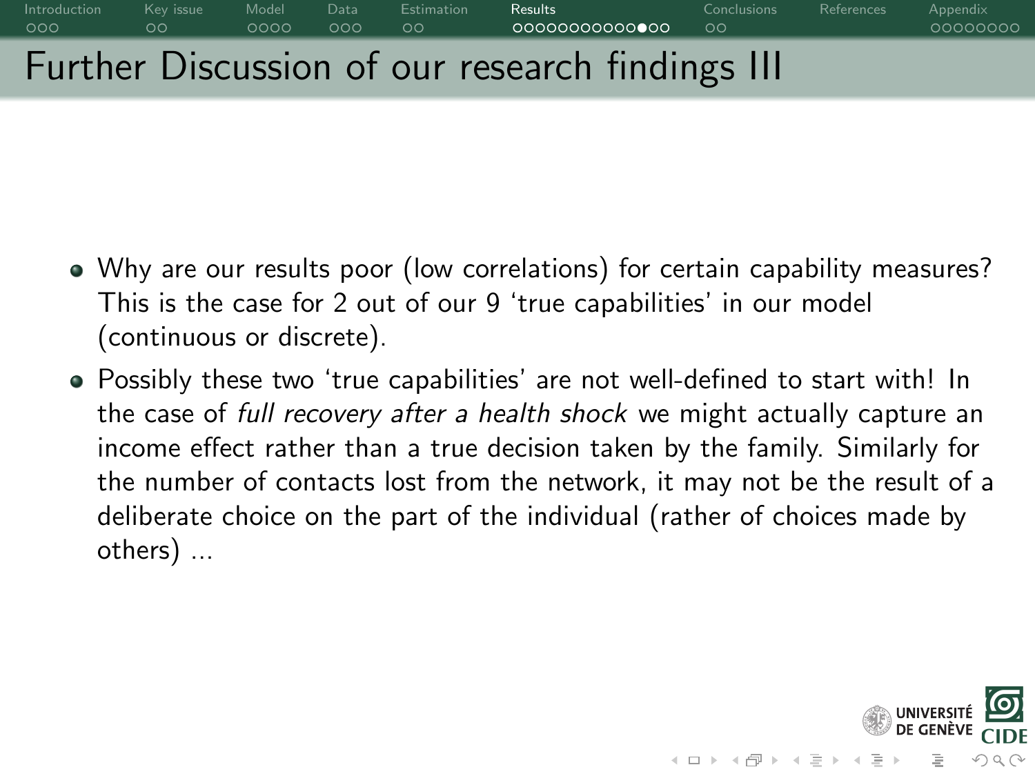# Further Discussion of our research findings III

- Why are our results poor (low correlations) for certain capability measures? This is the case for 2 out of our 9 'true capabilities' in our model (continuous or discrete).
- Possibly these two 'true capabilities' are not well-defined to start with! In the case of *full recovery after a health shock* we might actually capture an income effect rather than a true decision taken by the family. Similarly for the number of contacts lost from the network, it may not be the result of a deliberate choice on the part of the individual (rather of choices made by others) ...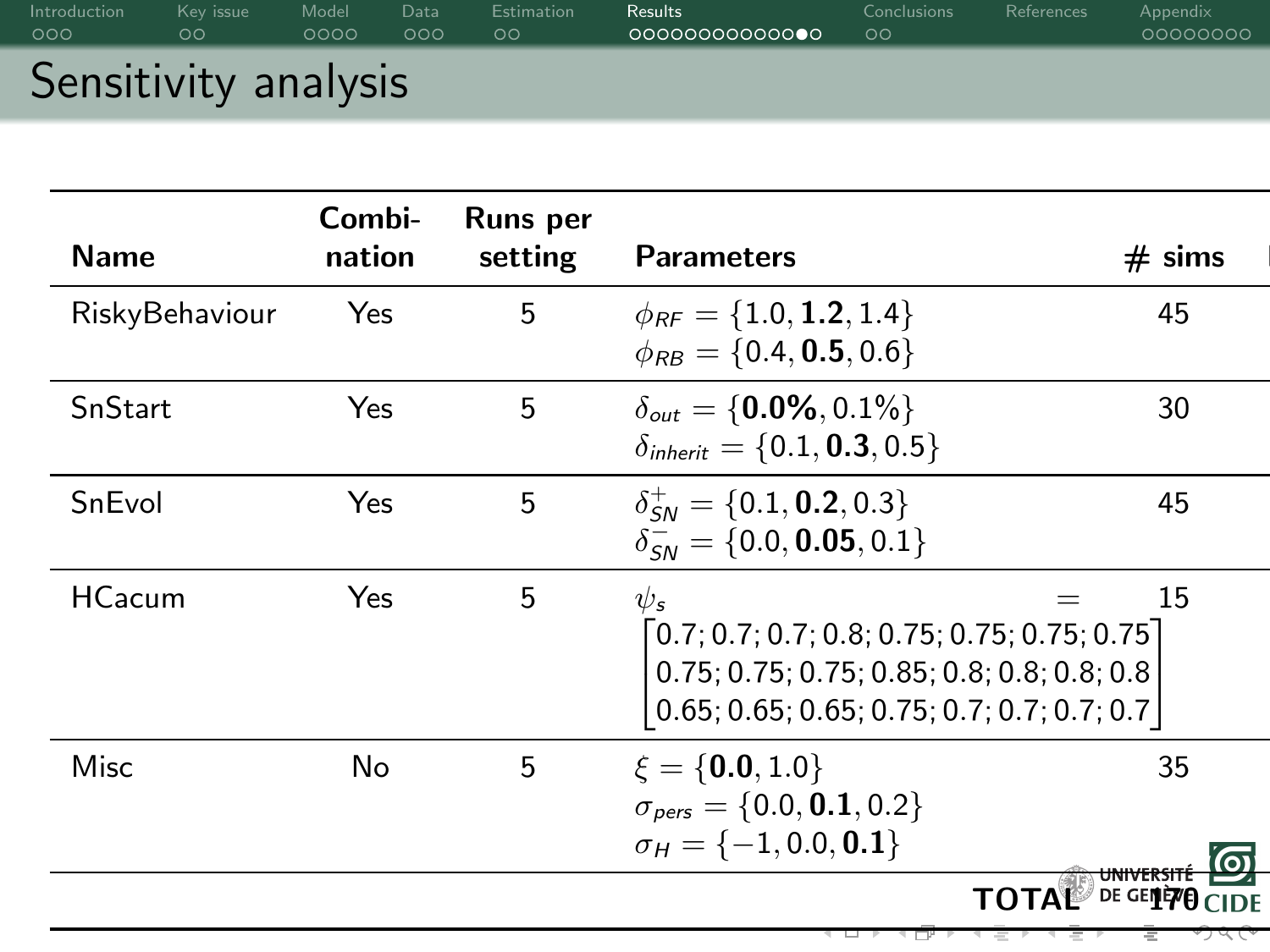# Sensitivity analysis

| Name | Combination | Runs per setting | Parameters | # sims |
|---|---|---|---|---|
| RiskyBehaviour | Yes | 5 | $\phi_{RF} = \{1.0, \mathbf{1.2}, 1.4\}$ <br> $\phi_{RB} = \{0.4, \mathbf{0.5}, 0.6\}$ | 45 |
| SnStart | Yes | 5 | $\delta_{out} = \{\mathbf{0.0\%}, 0.1\%\}$ <br> $\delta_{inherit} = \{0.1, \mathbf{0.3}, 0.5\}$ | 30 |
| SnEvol | Yes | 5 | $\delta^{+}_{SN} = \{0.1, \mathbf{0.2}, 0.3\}$ <br> $\delta^{-}_{SN} = \{0.0, \mathbf{0.05}, 0.1\}$ | 45 |
| HCacum | Yes | 5 | $\psi_s = \begin{bmatrix} 0.7; 0.7; 0.7; 0.8; 0.75; 0.75; 0.75; 0.75 \\ 0.75; 0.75; 0.75; 0.85; 0.8; 0.8; 0.8; 0.8 \\ 0.65; 0.65; 0.65; 0.75; 0.7; 0.7; 0.7; 0.7 \end{bmatrix}$ | 15 |
| Misc | No | 5 | $\xi = \{\mathbf{0.0}, 1.0\}$ <br> $\sigma_{pers} = \{0.0, \mathbf{0.1}, 0.2\}$ <br> $\sigma_H = \{-1, 0.0, \mathbf{0.1}\}$ | 35 |
| | | | **TOTAL** | **170** |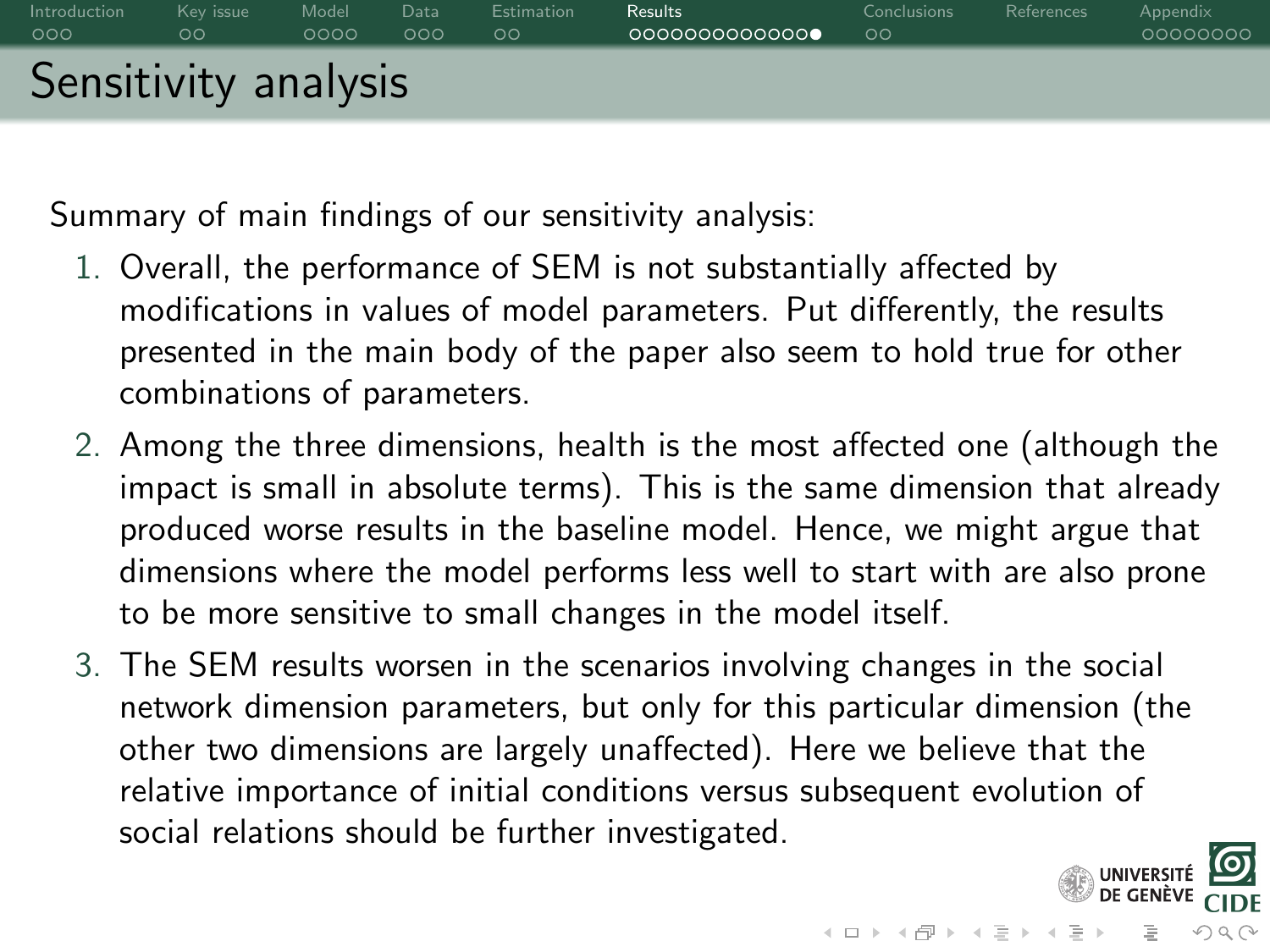# Sensitivity analysis

Summary of main findings of our sensitivity analysis:

1. Overall, the performance of SEM is not substantially affected by modifications in values of model parameters. Put differently, the results presented in the main body of the paper also seem to hold true for other combinations of parameters.
2. Among the three dimensions, health is the most affected one (although the impact is small in absolute terms). This is the same dimension that already produced worse results in the baseline model. Hence, we might argue that dimensions where the model performs less well to start with are also prone to be more sensitive to small changes in the model itself.
3. The SEM results worsen in the scenarios involving changes in the social network dimension parameters, but only for this particular dimension (the other two dimensions are largely unaffected). Here we believe that the relative importance of initial conditions versus subsequent evolution of social relations should be further investigated.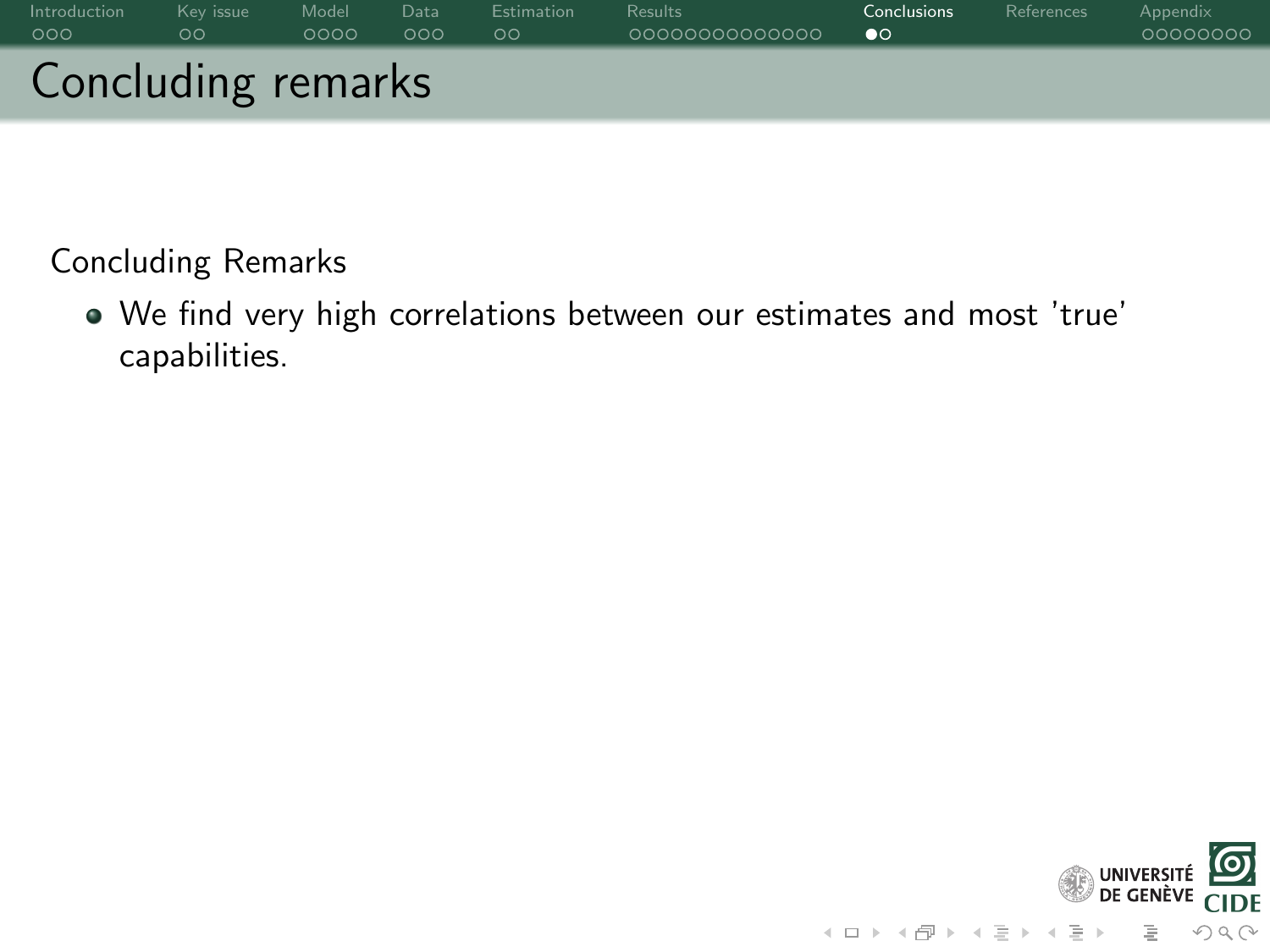# Concluding remarks

Concluding Remarks

- We find very high correlations between our estimates and most 'true' capabilities.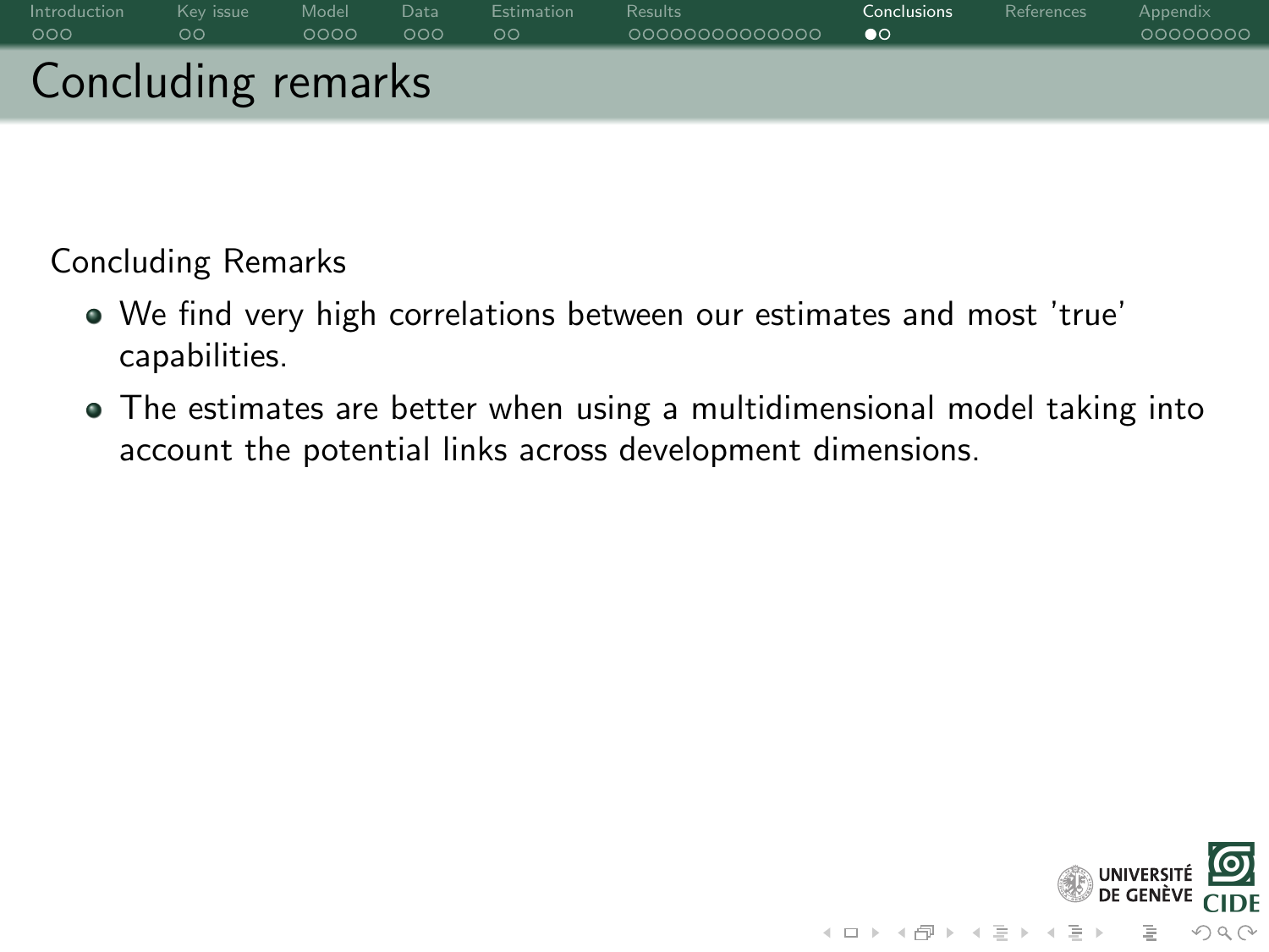# Concluding remarks

Concluding Remarks

- We find very high correlations between our estimates and most 'true' capabilities.
- The estimates are better when using a multidimensional model taking into account the potential links across development dimensions.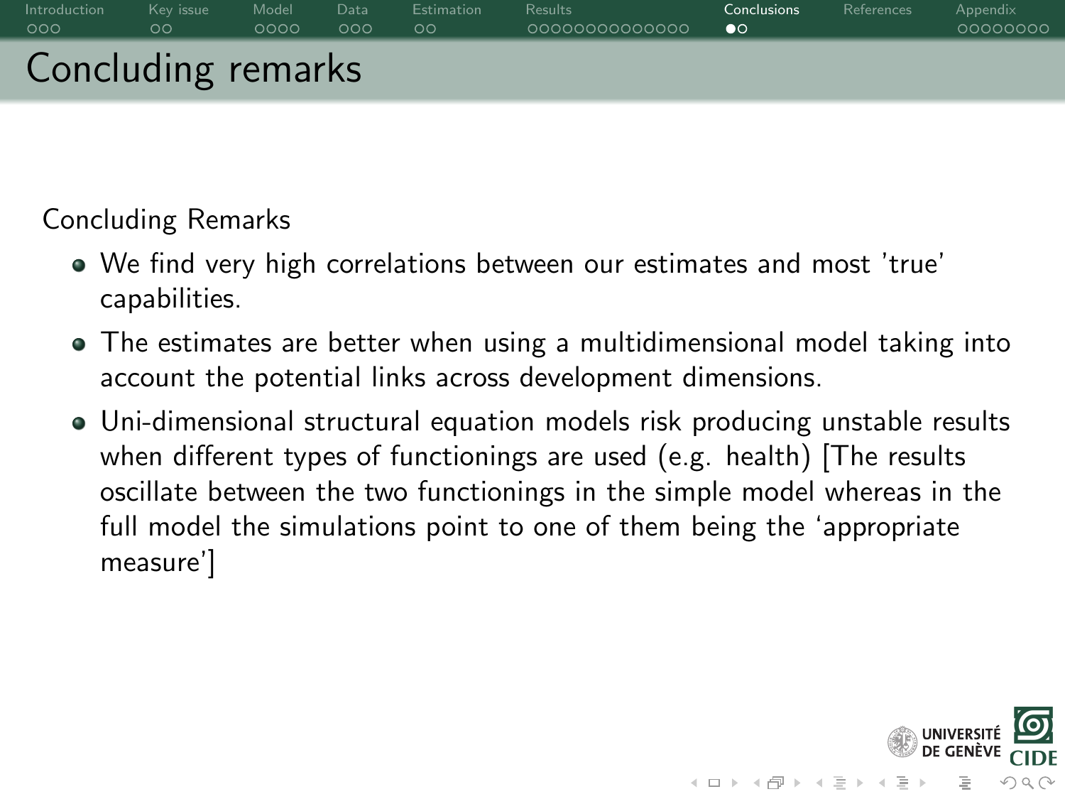# Concluding remarks

Concluding Remarks

- We find very high correlations between our estimates and most 'true' capabilities.
- The estimates are better when using a multidimensional model taking into account the potential links across development dimensions.
- Uni-dimensional structural equation models risk producing unstable results when different types of functionings are used (e.g. health) [The results oscillate between the two functionings in the simple model whereas in the full model the simulations point to one of them being the 'appropriate measure']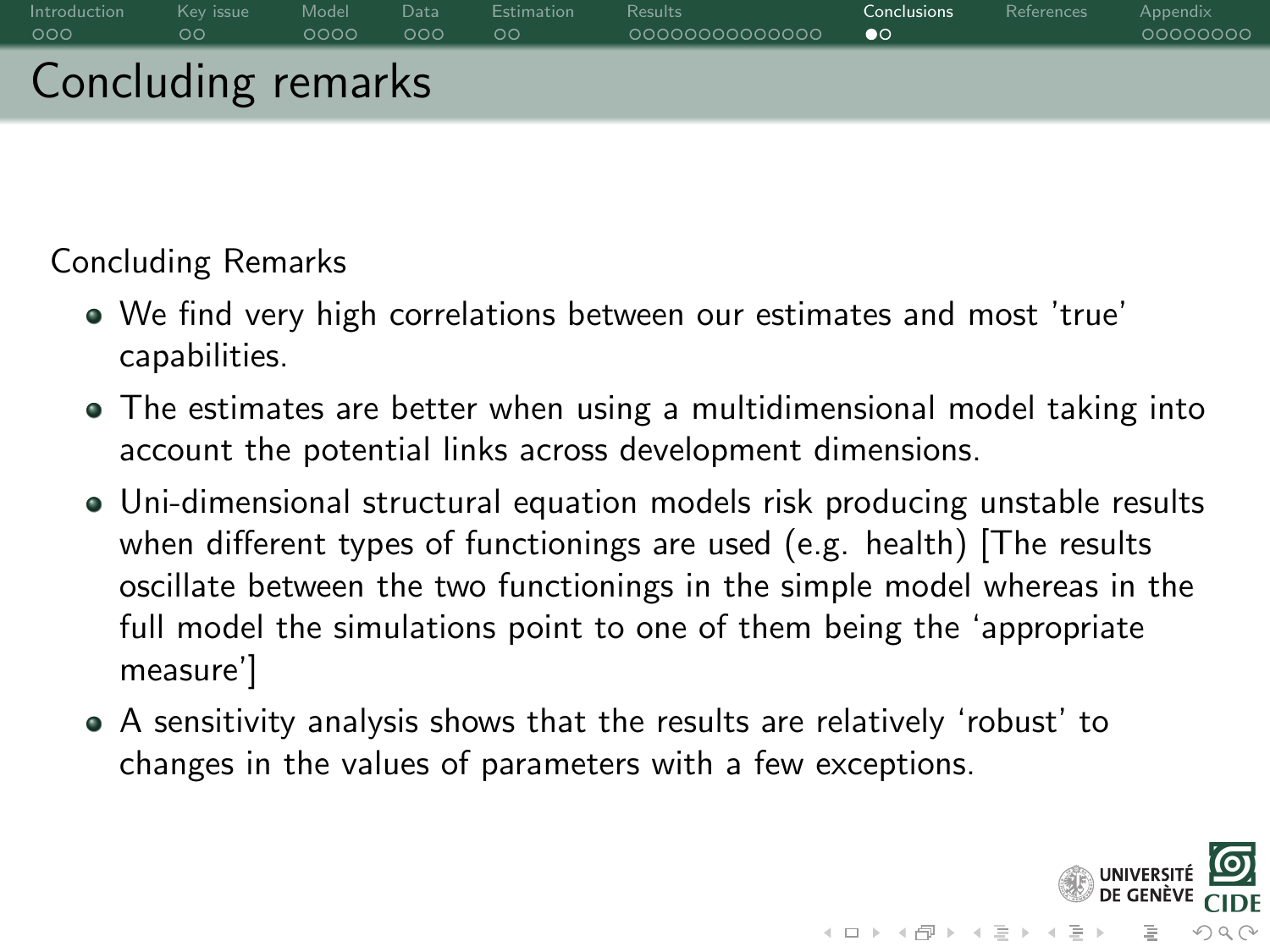# Concluding remarks

Concluding Remarks

- We find very high correlations between our estimates and most 'true' capabilities.
- The estimates are better when using a multidimensional model taking into account the potential links across development dimensions.
- Uni-dimensional structural equation models risk producing unstable results when different types of functionings are used (e.g. health) [The results oscillate between the two functionings in the simple model whereas in the full model the simulations point to one of them being the 'appropriate measure']
- A sensitivity analysis shows that the results are relatively 'robust' to changes in the values of parameters with a few exceptions.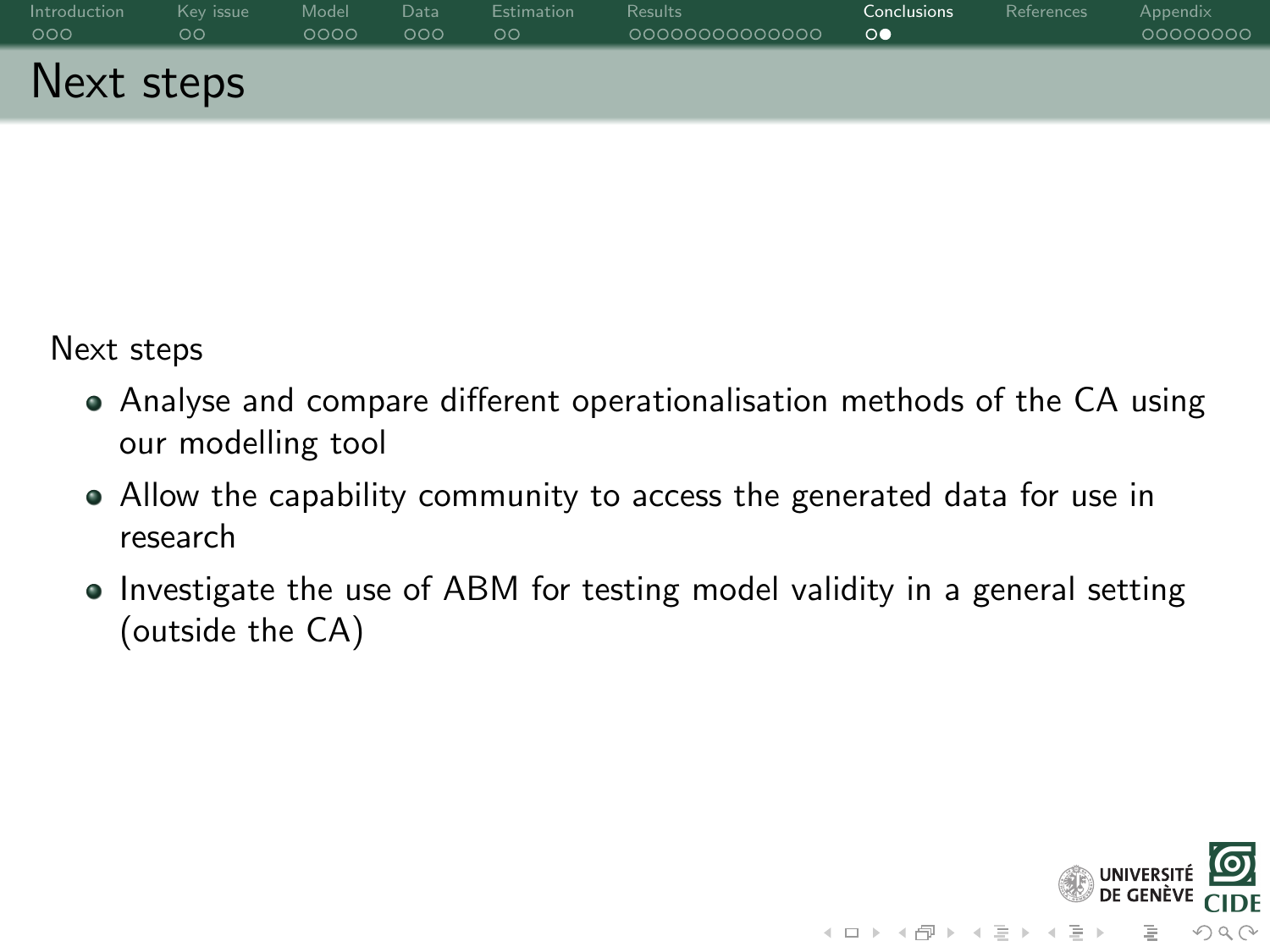# Next steps

Next steps

- Analyse and compare different operationalisation methods of the CA using our modelling tool
- Allow the capability community to access the generated data for use in research
- Investigate the use of ABM for testing model validity in a general setting (outside the CA)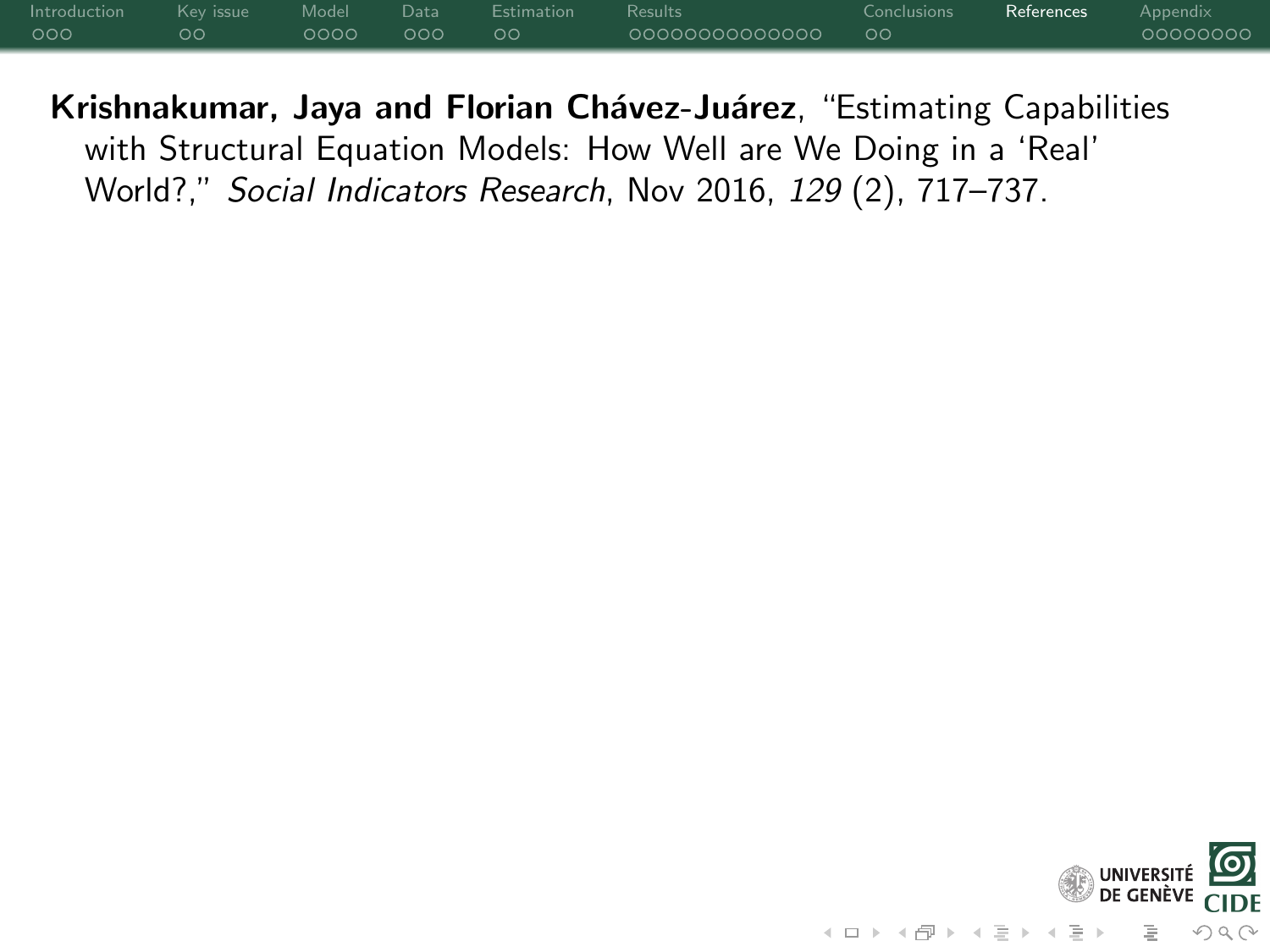**Krishnakumar, Jaya and Florian Chávez-Juárez**, "Estimating Capabilities with Structural Equation Models: How Well are We Doing in a 'Real' World?," *Social Indicators Research*, Nov 2016, *129* (2), 717–737.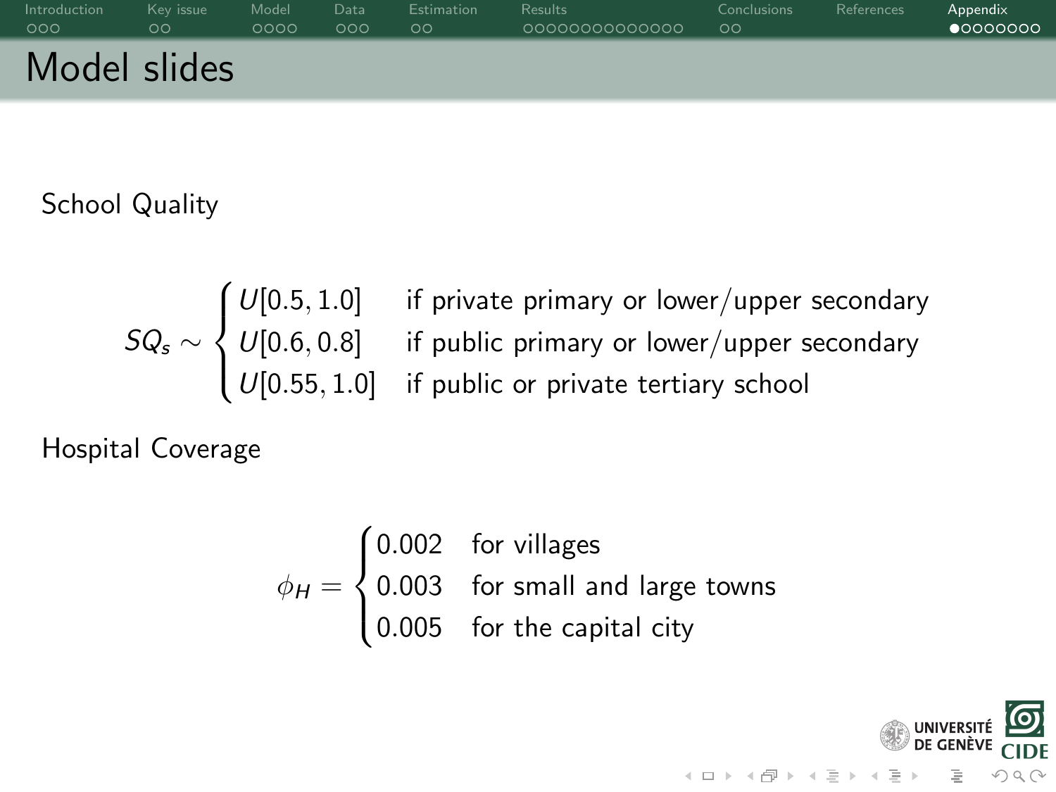# Model slides

School Quality

$$SQ_s \sim \begin{cases} U[0.5, 1.0] & \text{if private primary or lower/upper secondary} \\ U[0.6, 0.8] & \text{if public primary or lower/upper secondary} \\ U[0.55, 1.0] & \text{if public or private tertiary school} \end{cases}$$

Hospital Coverage

$$\phi_H = \begin{cases} 0.002 & \text{for villages} \\ 0.003 & \text{for small and large towns} \\ 0.005 & \text{for the capital city} \end{cases}$$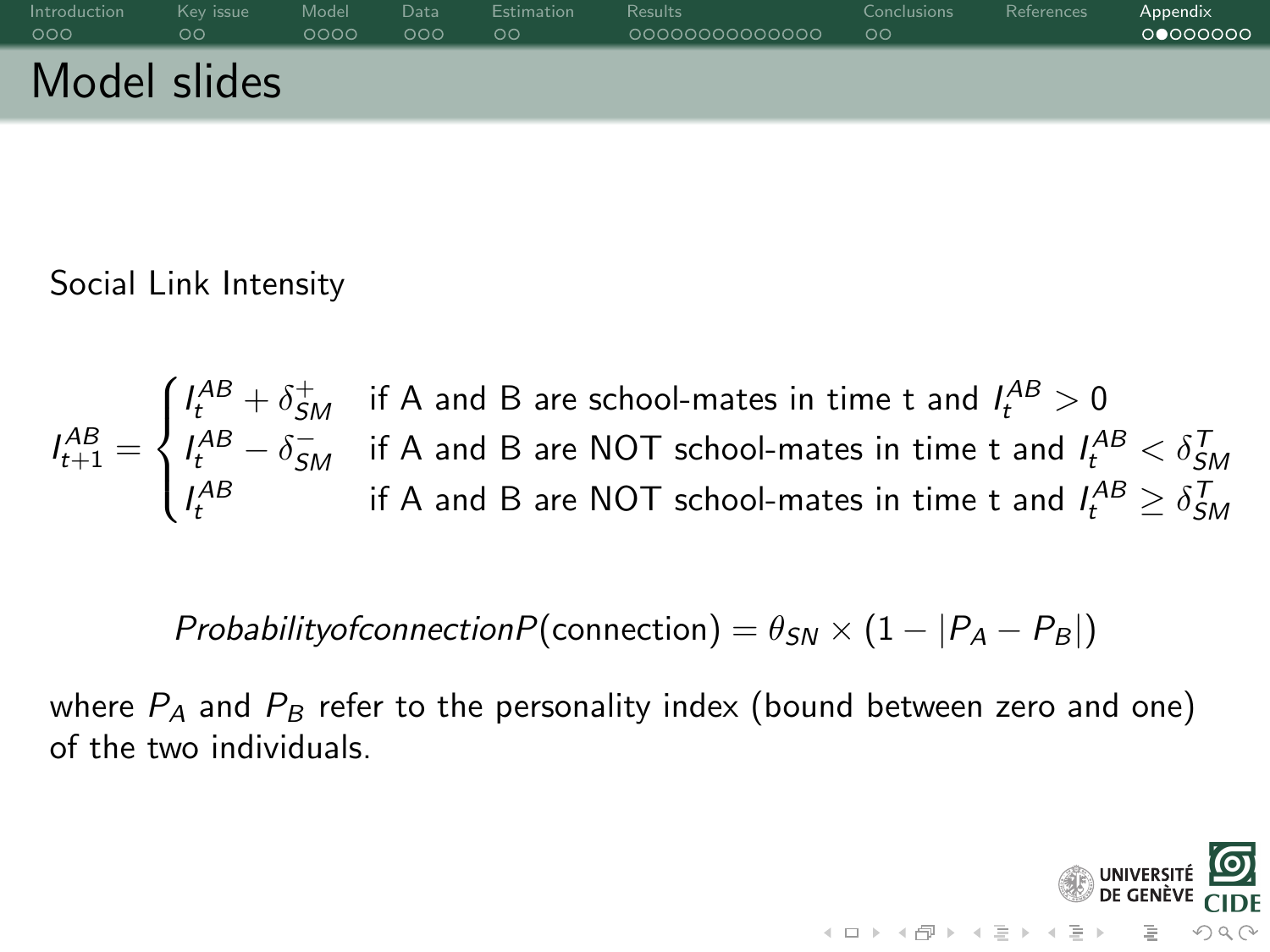# Model slides

Social Link Intensity

$$
I_{t+1}^{AB} = \begin{cases} I_t^{AB} + \delta_{SM}^{+} & \text{if A and B are school-mates in time t and } I_t^{AB} > 0 \\ I_t^{AB} - \delta_{SM}^{-} & \text{if A and B are NOT school-mates in time t and } I_t^{AB} < \delta_{SM}^{T} \\ I_t^{AB} & \text{if A and B are NOT school-mates in time t and } I_t^{AB} \geq \delta_{SM}^{T} \end{cases}
$$

$$
Probabilityofconnection P(\text{connection}) = \theta_{SN} \times (1 - |P_A - P_B|)
$$

where $P_A$ and $P_B$ refer to the personality index (bound between zero and one) of the two individuals.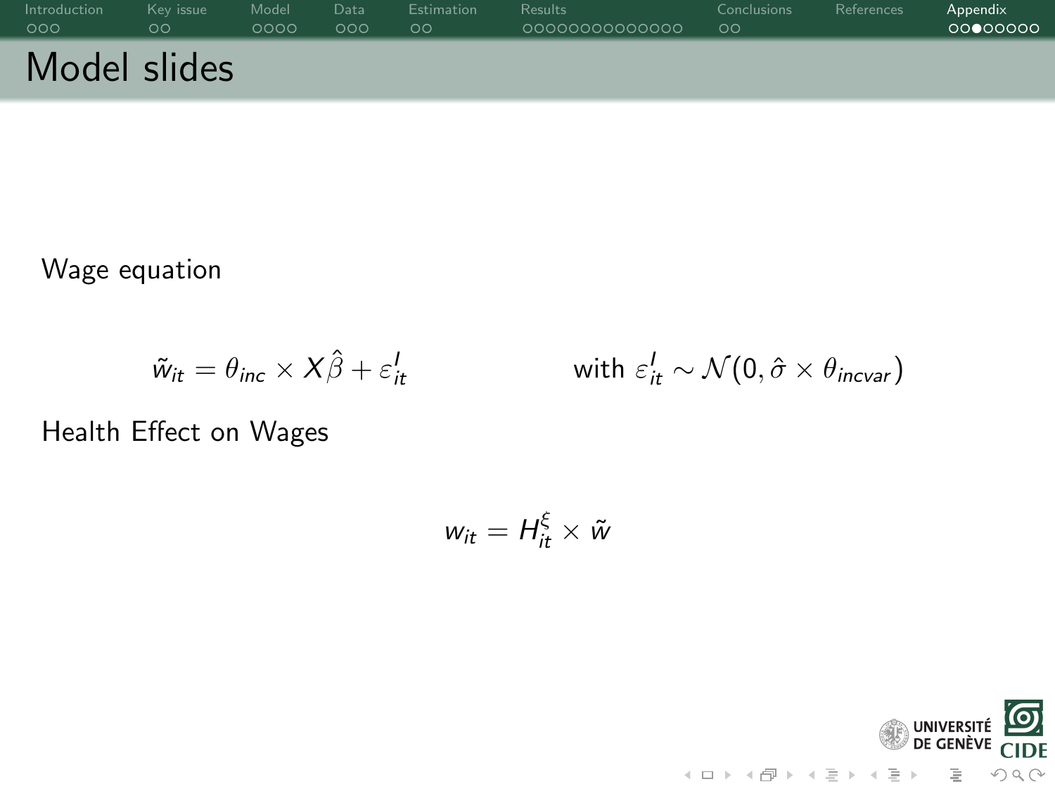# Model slides

Wage equation

$$\tilde{w}_{it} = \theta_{inc} \times X\hat{\beta} + \varepsilon^{I}_{it} \qquad \text{with } \varepsilon^{I}_{it} \sim \mathcal{N}(0, \hat{\sigma} \times \theta_{incvar})$$

Health Effect on Wages

$$w_{it} = H^{\xi}_{it} \times \tilde{w}$$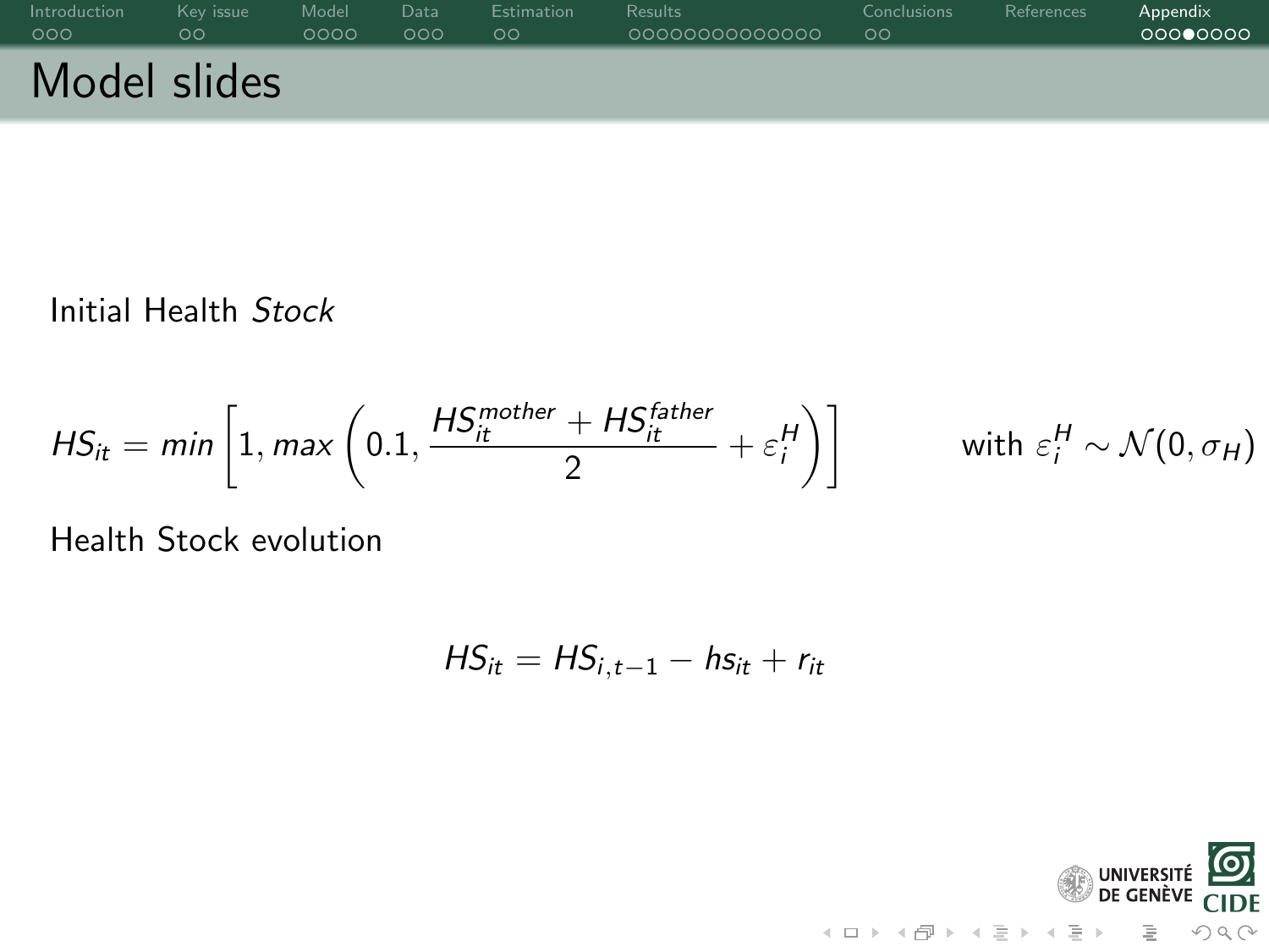# Model slides

Initial Health *Stock*

$$HS_{it} = min\left[1, max\left(0.1, \frac{HS_{it}^{mother} + HS_{it}^{father}}{2} + \varepsilon_i^H\right)\right] \qquad \text{with } \varepsilon_i^H \sim \mathcal{N}(0, \sigma_H)$$

Health Stock evolution

$$HS_{it} = HS_{i,t-1} - hs_{it} + r_{it}$$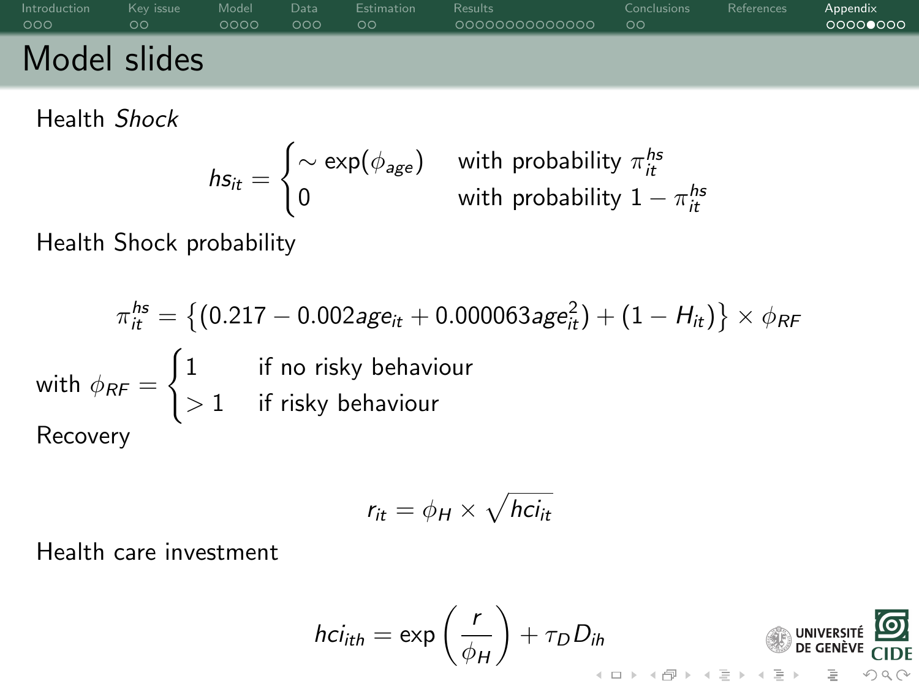# Model slides

Health *Shock*

$$hs_{it} = \begin{cases} \sim \exp(\phi_{age}) & \text{with probability } \pi_{it}^{hs} \\ 0 & \text{with probability } 1 - \pi_{it}^{hs} \end{cases}$$

Health Shock probability

$$\pi_{it}^{hs} = \left\{ (0.217 - 0.002 age_{it} + 0.000063 age_{it}^2) + (1 - H_{it}) \right\} \times \phi_{RF}$$

with $\phi_{RF} = \begin{cases} 1 & \text{if no risky behaviour} \\ > 1 & \text{if risky behaviour} \end{cases}$

Recovery

$$r_{it} = \phi_H \times \sqrt{hci_{it}}$$

Health care investment

$$hci_{ith} = \exp\left(\frac{r}{\phi_H}\right) + \tau_D D_{ih}$$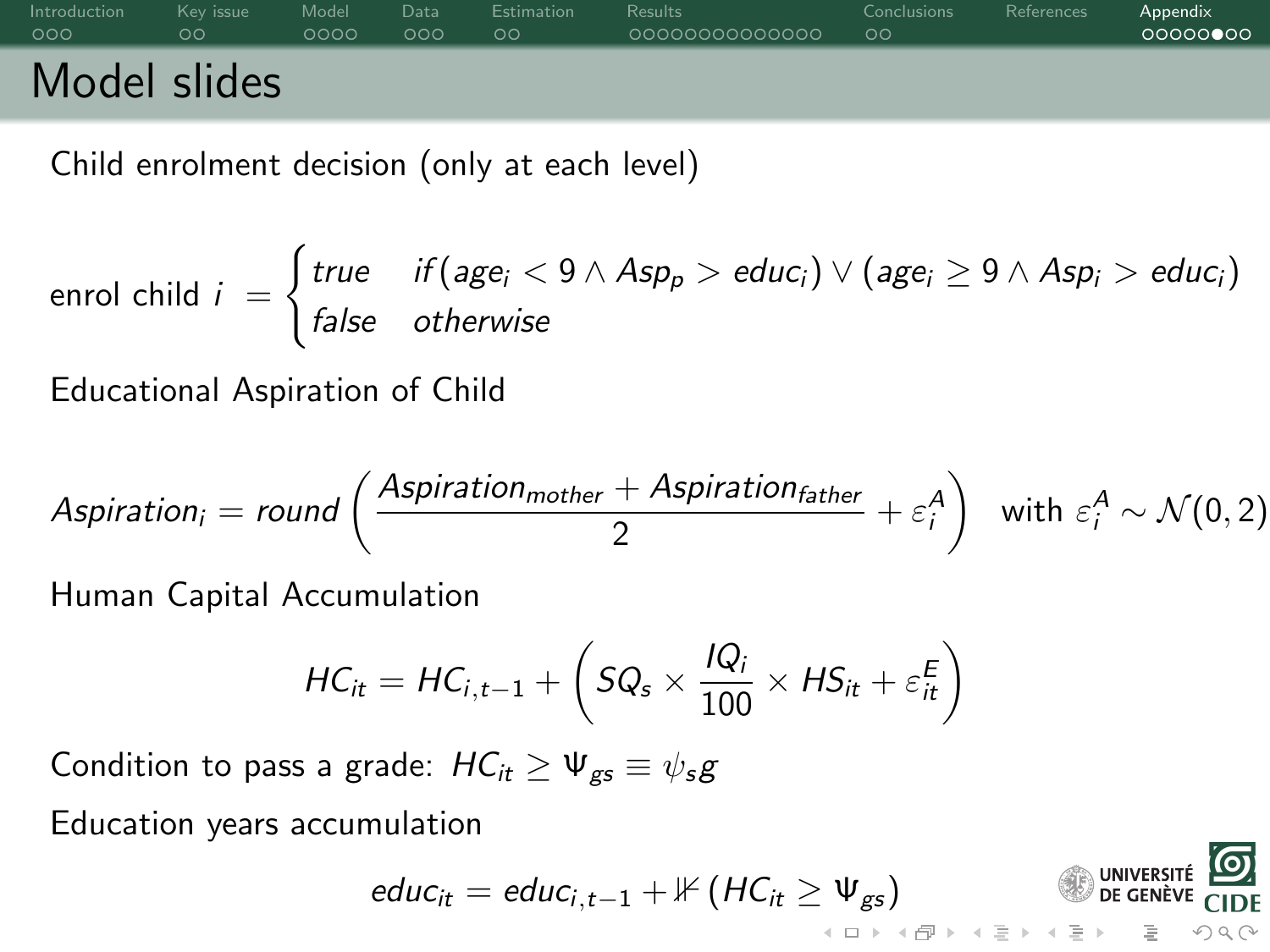# Model slides

Child enrolment decision (only at each level)

$$\text{enrol child } i = \begin{cases} true & if\,(age_i < 9 \wedge Asp_p > educ_i) \vee (age_i \geq 9 \wedge Asp_i > educ_i) \\ false & otherwise \end{cases}$$

Educational Aspiration of Child

$$Aspiration_i = round\left(\frac{Aspiration_{mother} + Aspiration_{father}}{2} + \varepsilon_i^A\right) \quad \text{with } \varepsilon_i^A \sim \mathcal{N}(0,2)$$

Human Capital Accumulation

$$HC_{it} = HC_{i,t-1} + \left(SQ_s \times \frac{IQ_i}{100} \times HS_{it} + \varepsilon_{it}^E\right)$$

Condition to pass a grade: $HC_{it} \geq \Psi_{gs} \equiv \psi_s g$

Education years accumulation

$$educ_{it} = educ_{i,t-1} + \mathbb{1}\,(HC_{it} \geq \Psi_{gs})$$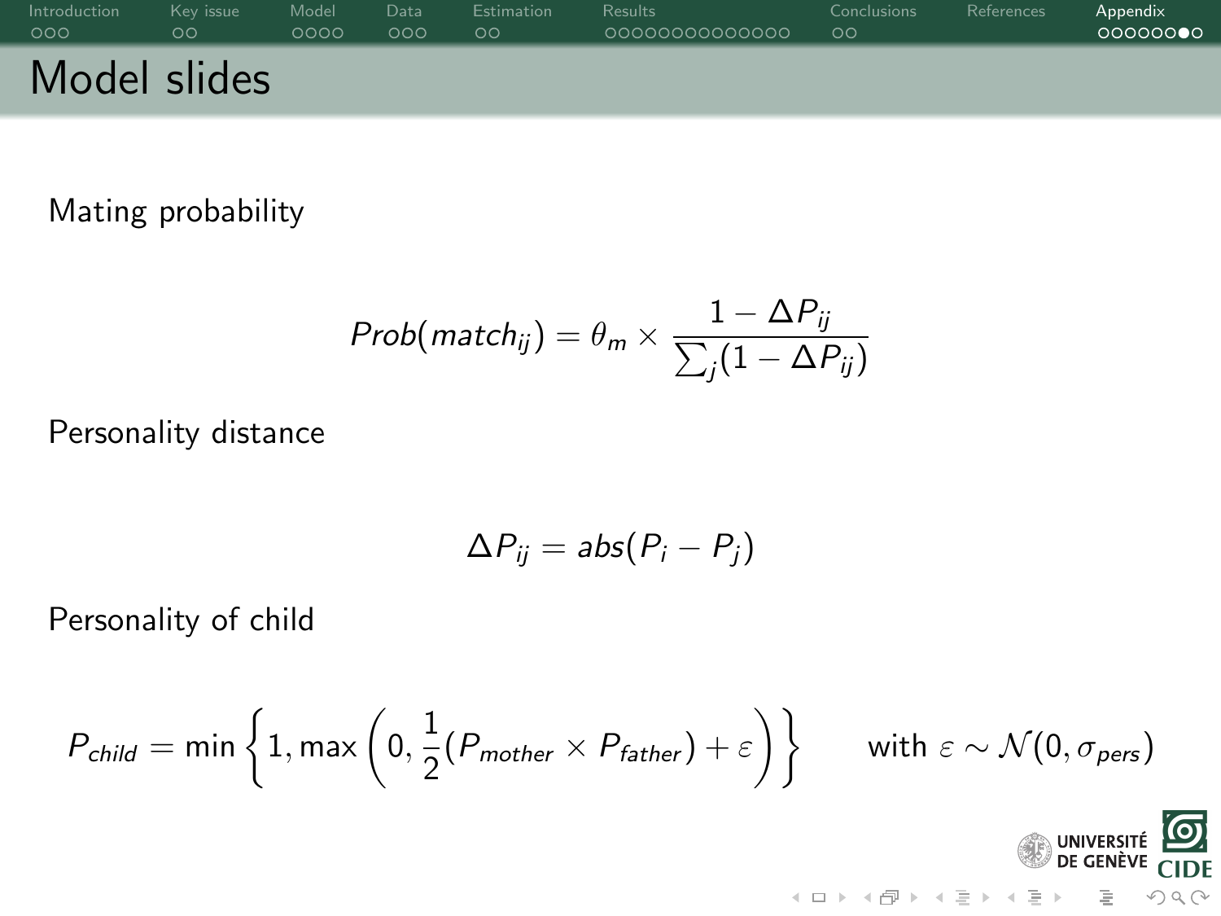# Model slides

Mating probability

$$Prob(match_{ij}) = \theta_m \times \frac{1 - \Delta P_{ij}}{\sum_j (1 - \Delta P_{ij})}$$

Personality distance

$$\Delta P_{ij} = abs(P_i - P_j)$$

Personality of child

$$P_{child} = \min \left\{ 1, \max \left( 0, \frac{1}{2}(P_{mother} \times P_{father}) + \varepsilon \right) \right\} \qquad \text{with } \varepsilon \sim \mathcal{N}(0, \sigma_{pers})$$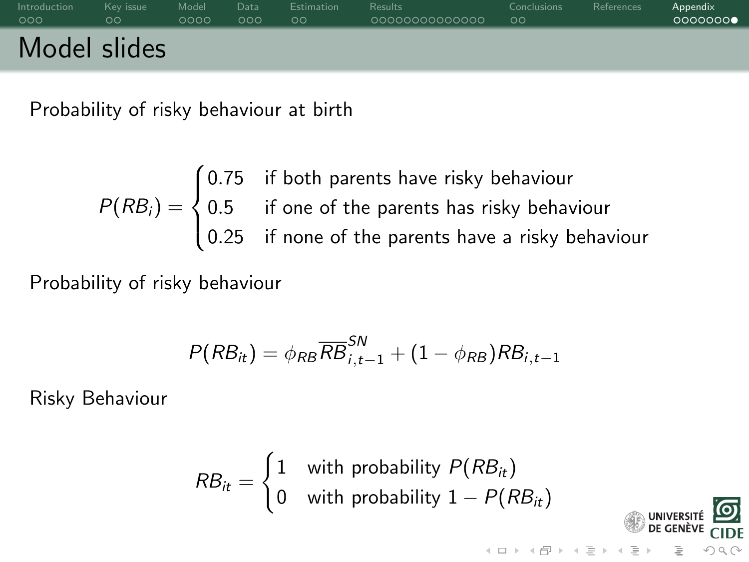# Model slides

Probability of risky behaviour at birth

$$
P(RB_i) = \begin{cases} 0.75 & \text{if both parents have risky behaviour} \\ 0.5 & \text{if one of the parents has risky behaviour} \\ 0.25 & \text{if none of the parents have a risky behaviour} \end{cases}
$$

Probability of risky behaviour

$$
P(RB_{it}) = \phi_{RB} \overline{RB}^{SN}_{i,t-1} + (1 - \phi_{RB}) RB_{i,t-1}
$$

Risky Behaviour

$$
RB_{it} = \begin{cases} 1 & \text{with probability } P(RB_{it}) \\ 0 & \text{with probability } 1 - P(RB_{it}) \end{cases}
$$